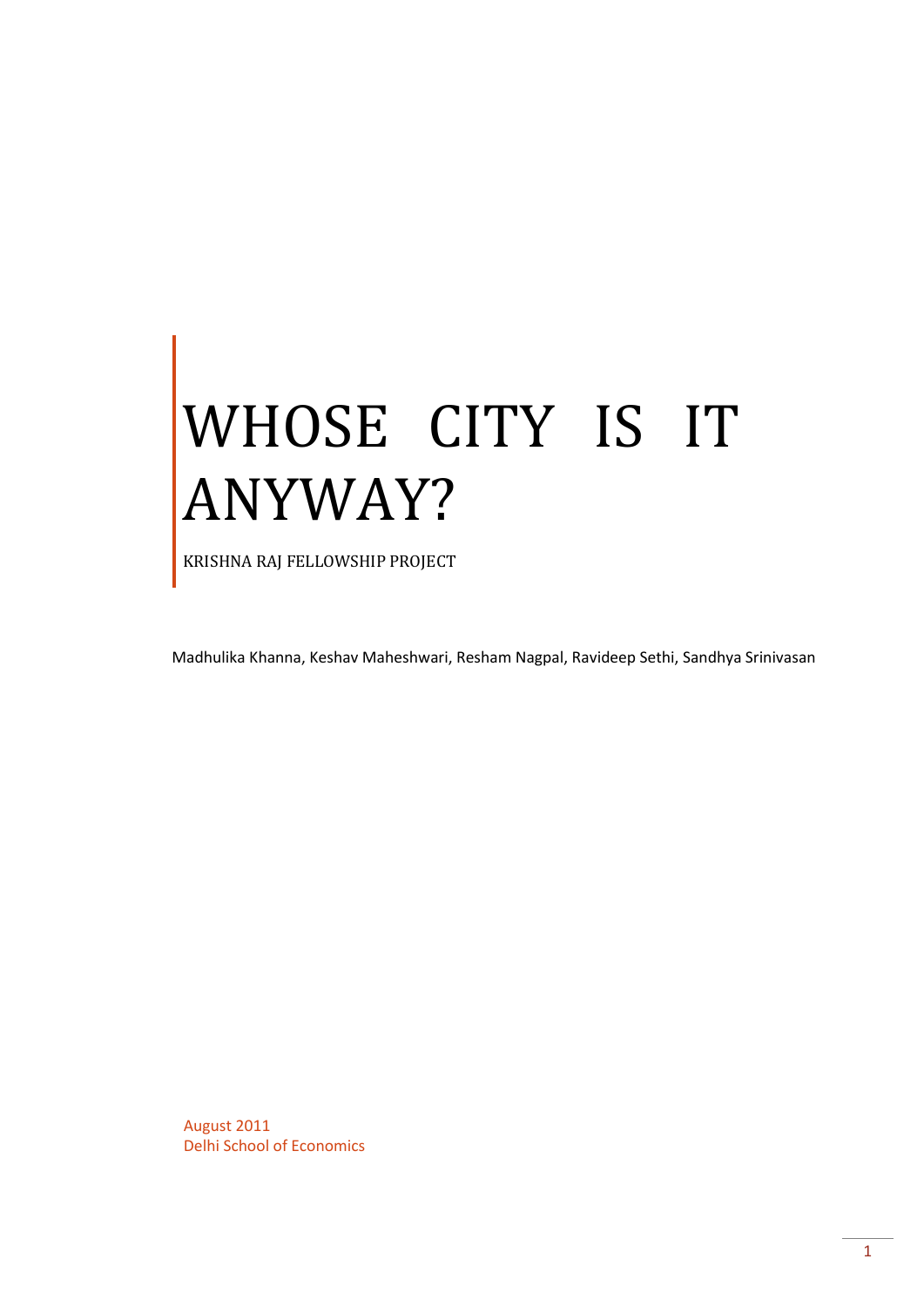# WHOSE CITY IS IT ANYWAY?

KRISHNA RAJ FELLOWSHIP PROJECT

Madhulika Khanna, Keshav Maheshwari, Resham Nagpal, Ravideep Sethi, Sandhya Srinivasan

August 2011
Delhi School of Economics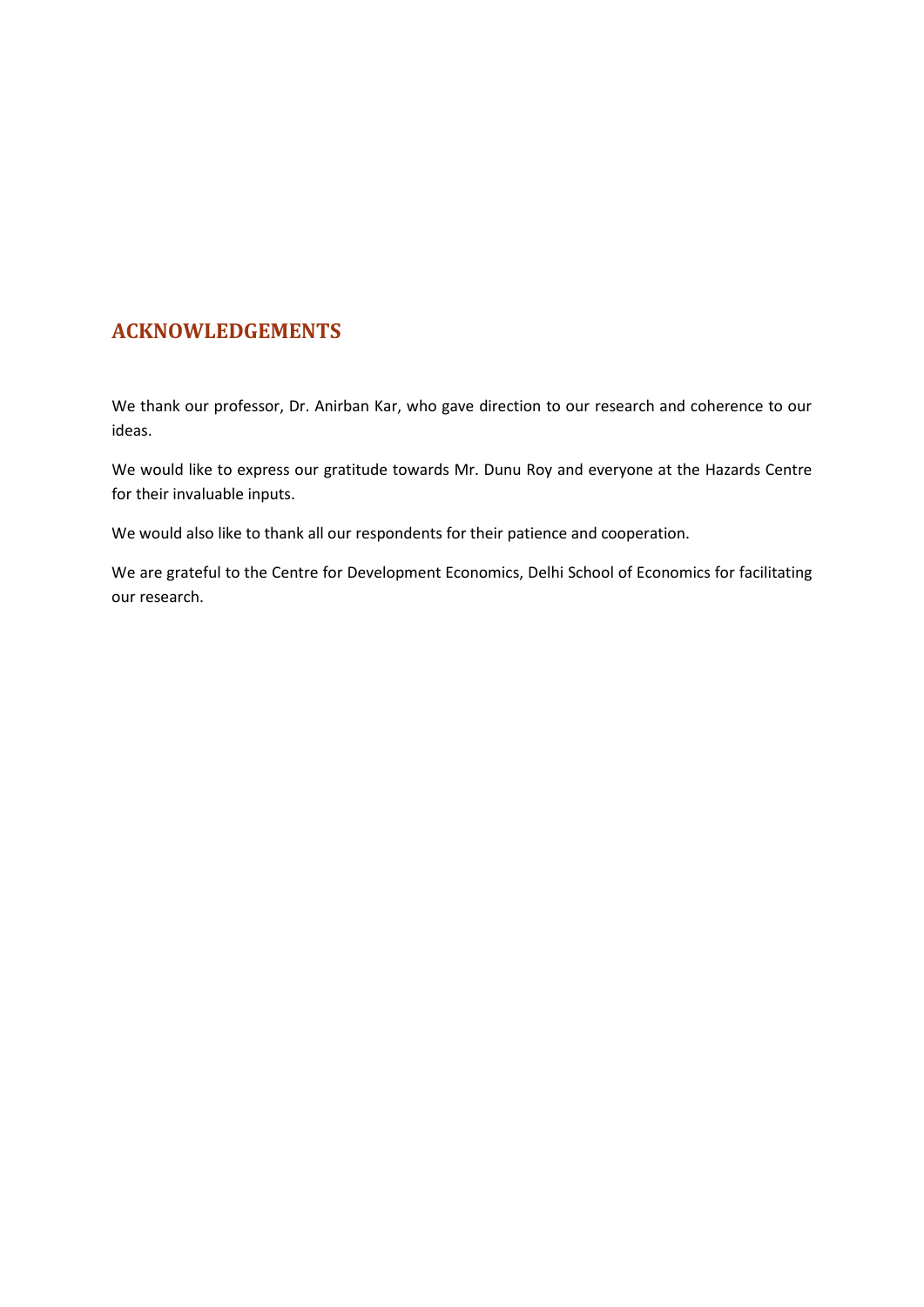## ACKNOWLEDGEMENTS

We thank our professor, Dr. Anirban Kar, who gave direction to our research and coherence to our ideas.

We would like to express our gratitude towards Mr. Dunu Roy and everyone at the Hazards Centre for their invaluable inputs.

We would also like to thank all our respondents for their patience and cooperation.

We are grateful to the Centre for Development Economics, Delhi School of Economics for facilitating our research.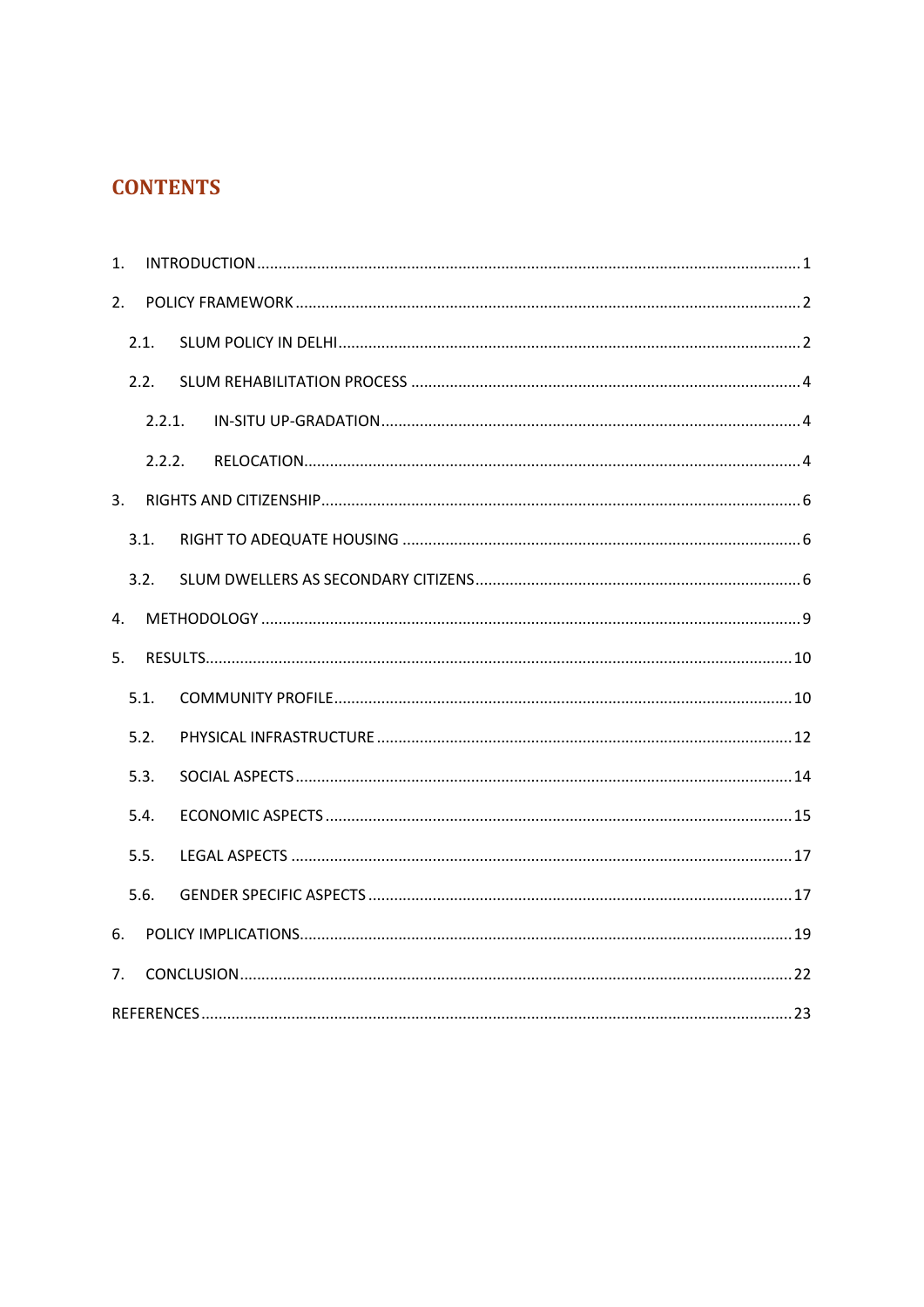# CONTENTS

1. INTRODUCTION ........................................................................................................ 1
2. POLICY FRAMEWORK .............................................................................................. 2
   2.1. SLUM POLICY IN DELHI ..................................................................................... 2
   2.2. SLUM REHABILITATION PROCESS .................................................................... 4
      2.2.1. IN-SITU UP-GRADATION ............................................................................ 4
      2.2.2. RELOCATION ............................................................................................. 4
3. RIGHTS AND CITIZENSHIP ........................................................................................ 6
   3.1. RIGHT TO ADEQUATE HOUSING ....................................................................... 6
   3.2. SLUM DWELLERS AS SECONDARY CITIZENS ...................................................... 6
4. METHODOLOGY ...................................................................................................... 9
5. RESULTS ................................................................................................................ 10
   5.1. COMMUNITY PROFILE .................................................................................... 10
   5.2. PHYSICAL INFRASTRUCTURE .......................................................................... 12
   5.3. SOCIAL ASPECTS ............................................................................................ 14
   5.4. ECONOMIC ASPECTS ...................................................................................... 15
   5.5. LEGAL ASPECTS .............................................................................................. 17
   5.6. GENDER SPECIFIC ASPECTS ............................................................................ 17
6. POLICY IMPLICATIONS ........................................................................................... 19
7. CONCLUSION ......................................................................................................... 22

REFERENCES .............................................................................................................. 23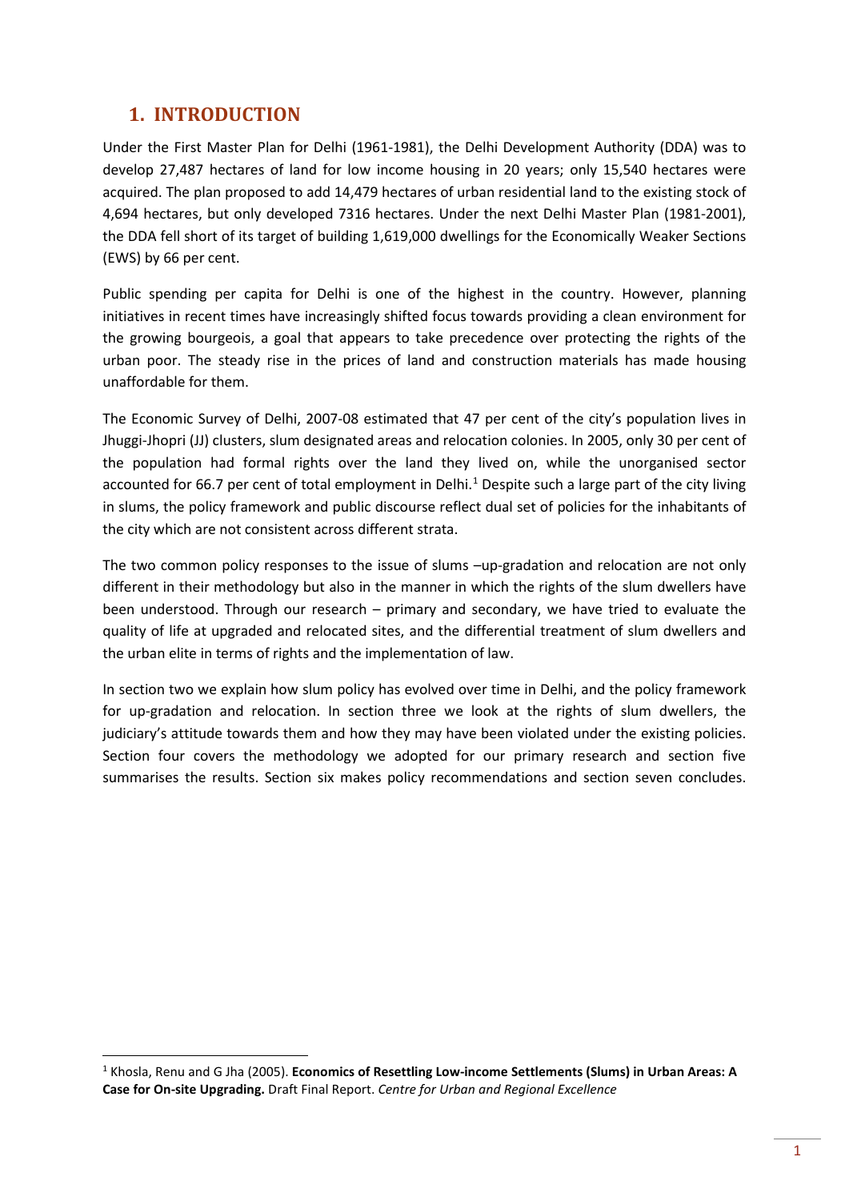## 1. INTRODUCTION

Under the First Master Plan for Delhi (1961-1981), the Delhi Development Authority (DDA) was to develop 27,487 hectares of land for low income housing in 20 years; only 15,540 hectares were acquired. The plan proposed to add 14,479 hectares of urban residential land to the existing stock of 4,694 hectares, but only developed 7316 hectares. Under the next Delhi Master Plan (1981-2001), the DDA fell short of its target of building 1,619,000 dwellings for the Economically Weaker Sections (EWS) by 66 per cent.

Public spending per capita for Delhi is one of the highest in the country. However, planning initiatives in recent times have increasingly shifted focus towards providing a clean environment for the growing bourgeois, a goal that appears to take precedence over protecting the rights of the urban poor. The steady rise in the prices of land and construction materials has made housing unaffordable for them.

The Economic Survey of Delhi, 2007-08 estimated that 47 per cent of the city's population lives in Jhuggi-Jhopri (JJ) clusters, slum designated areas and relocation colonies. In 2005, only 30 per cent of the population had formal rights over the land they lived on, while the unorganised sector accounted for 66.7 per cent of total employment in Delhi.[1] Despite such a large part of the city living in slums, the policy framework and public discourse reflect dual set of policies for the inhabitants of the city which are not consistent across different strata.

The two common policy responses to the issue of slums –up-gradation and relocation are not only different in their methodology but also in the manner in which the rights of the slum dwellers have been understood. Through our research – primary and secondary, we have tried to evaluate the quality of life at upgraded and relocated sites, and the differential treatment of slum dwellers and the urban elite in terms of rights and the implementation of law.

In section two we explain how slum policy has evolved over time in Delhi, and the policy framework for up-gradation and relocation. In section three we look at the rights of slum dwellers, the judiciary's attitude towards them and how they may have been violated under the existing policies. Section four covers the methodology we adopted for our primary research and section five summarises the results. Section six makes policy recommendations and section seven concludes.

[1] Khosla, Renu and G Jha (2005). **Economics of Resettling Low-income Settlements (Slums) in Urban Areas: A Case for On-site Upgrading.** Draft Final Report. *Centre for Urban and Regional Excellence*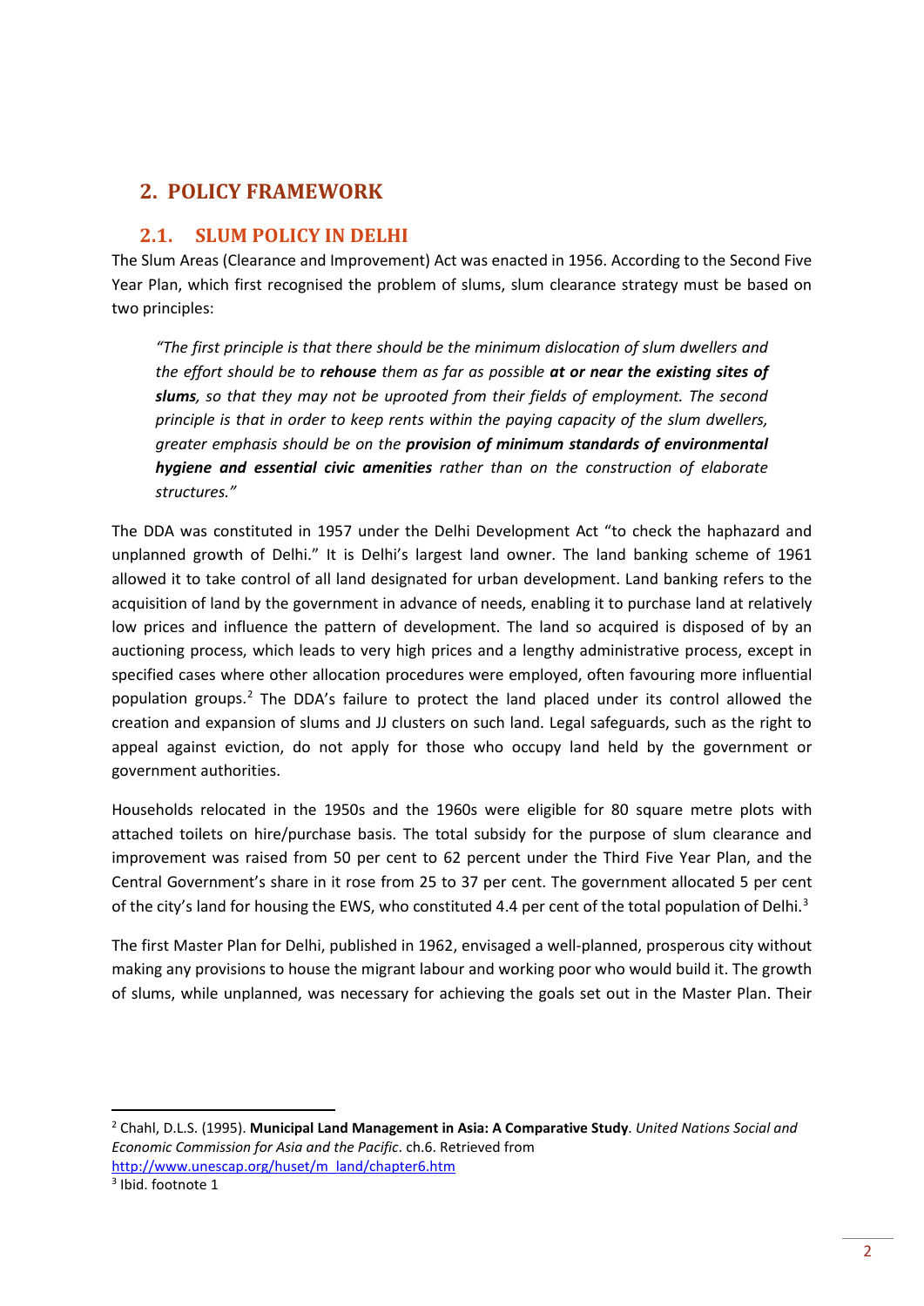## 2. POLICY FRAMEWORK

### 2.1. SLUM POLICY IN DELHI

The Slum Areas (Clearance and Improvement) Act was enacted in 1956. According to the Second Five Year Plan, which first recognised the problem of slums, slum clearance strategy must be based on two principles:

> *"The first principle is that there should be the minimum dislocation of slum dwellers and the effort should be to* ***rehouse*** *them as far as possible* ***at or near the existing sites of slums****, so that they may not be uprooted from their fields of employment. The second principle is that in order to keep rents within the paying capacity of the slum dwellers, greater emphasis should be on the* ***provision of minimum standards of environmental hygiene and essential civic amenities*** *rather than on the construction of elaborate structures."*

The DDA was constituted in 1957 under the Delhi Development Act "to check the haphazard and unplanned growth of Delhi." It is Delhi's largest land owner. The land banking scheme of 1961 allowed it to take control of all land designated for urban development. Land banking refers to the acquisition of land by the government in advance of needs, enabling it to purchase land at relatively low prices and influence the pattern of development. The land so acquired is disposed of by an auctioning process, which leads to very high prices and a lengthy administrative process, except in specified cases where other allocation procedures were employed, often favouring more influential population groups.[2] The DDA's failure to protect the land placed under its control allowed the creation and expansion of slums and JJ clusters on such land. Legal safeguards, such as the right to appeal against eviction, do not apply for those who occupy land held by the government or government authorities.

Households relocated in the 1950s and the 1960s were eligible for 80 square metre plots with attached toilets on hire/purchase basis. The total subsidy for the purpose of slum clearance and improvement was raised from 50 per cent to 62 percent under the Third Five Year Plan, and the Central Government's share in it rose from 25 to 37 per cent. The government allocated 5 per cent of the city's land for housing the EWS, who constituted 4.4 per cent of the total population of Delhi.[3]

The first Master Plan for Delhi, published in 1962, envisaged a well-planned, prosperous city without making any provisions to house the migrant labour and working poor who would build it. The growth of slums, while unplanned, was necessary for achieving the goals set out in the Master Plan. Their

---

[2] Chahl, D.L.S. (1995). **Municipal Land Management in Asia: A Comparative Study**. *United Nations Social and Economic Commission for Asia and the Pacific*. ch.6. Retrieved from http://www.unescap.org/huset/m_land/chapter6.htm

[3] Ibid. footnote 1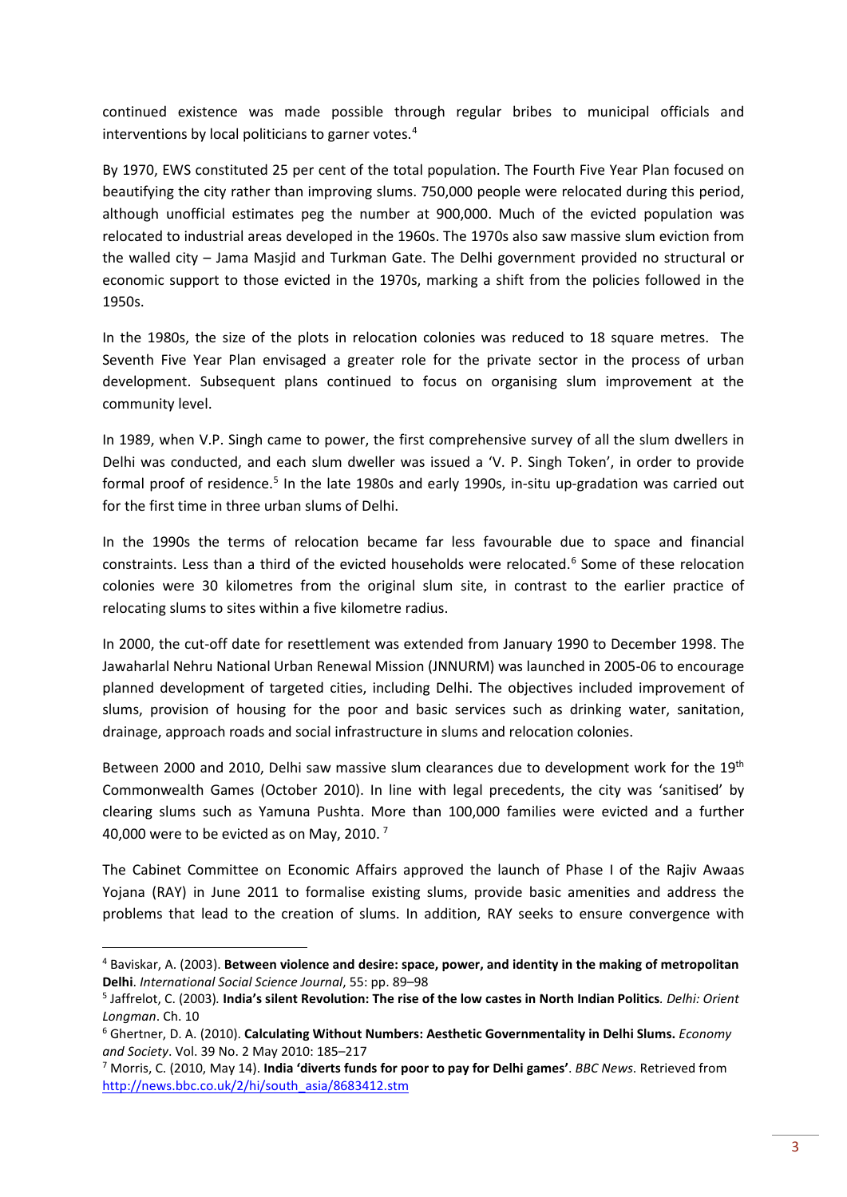continued existence was made possible through regular bribes to municipal officials and interventions by local politicians to garner votes.[4]

By 1970, EWS constituted 25 per cent of the total population. The Fourth Five Year Plan focused on beautifying the city rather than improving slums. 750,000 people were relocated during this period, although unofficial estimates peg the number at 900,000. Much of the evicted population was relocated to industrial areas developed in the 1960s. The 1970s also saw massive slum eviction from the walled city – Jama Masjid and Turkman Gate. The Delhi government provided no structural or economic support to those evicted in the 1970s, marking a shift from the policies followed in the 1950s.

In the 1980s, the size of the plots in relocation colonies was reduced to 18 square metres. The Seventh Five Year Plan envisaged a greater role for the private sector in the process of urban development. Subsequent plans continued to focus on organising slum improvement at the community level.

In 1989, when V.P. Singh came to power, the first comprehensive survey of all the slum dwellers in Delhi was conducted, and each slum dweller was issued a 'V. P. Singh Token', in order to provide formal proof of residence.[5] In the late 1980s and early 1990s, in-situ up-gradation was carried out for the first time in three urban slums of Delhi.

In the 1990s the terms of relocation became far less favourable due to space and financial constraints. Less than a third of the evicted households were relocated.[6] Some of these relocation colonies were 30 kilometres from the original slum site, in contrast to the earlier practice of relocating slums to sites within a five kilometre radius.

In 2000, the cut-off date for resettlement was extended from January 1990 to December 1998. The Jawaharlal Nehru National Urban Renewal Mission (JNNURM) was launched in 2005-06 to encourage planned development of targeted cities, including Delhi. The objectives included improvement of slums, provision of housing for the poor and basic services such as drinking water, sanitation, drainage, approach roads and social infrastructure in slums and relocation colonies.

Between 2000 and 2010, Delhi saw massive slum clearances due to development work for the 19th Commonwealth Games (October 2010). In line with legal precedents, the city was 'sanitised' by clearing slums such as Yamuna Pushta. More than 100,000 families were evicted and a further 40,000 were to be evicted as on May, 2010.[7]

The Cabinet Committee on Economic Affairs approved the launch of Phase I of the Rajiv Awaas Yojana (RAY) in June 2011 to formalise existing slums, provide basic amenities and address the problems that lead to the creation of slums. In addition, RAY seeks to ensure convergence with

---

[4] Baviskar, A. (2003). **Between violence and desire: space, power, and identity in the making of metropolitan Delhi**. *International Social Science Journal*, 55: pp. 89–98

[5] Jaffrelot, C. (2003). **India's silent Revolution: The rise of the low castes in North Indian Politics**. *Delhi: Orient Longman*. Ch. 10

[6] Ghertner, D. A. (2010). **Calculating Without Numbers: Aesthetic Governmentality in Delhi Slums.** *Economy and Society*. Vol. 39 No. 2 May 2010: 185–217

[7] Morris, C. (2010, May 14). **India 'diverts funds for poor to pay for Delhi games'**. *BBC News*. Retrieved from http://news.bbc.co.uk/2/hi/south_asia/8683412.stm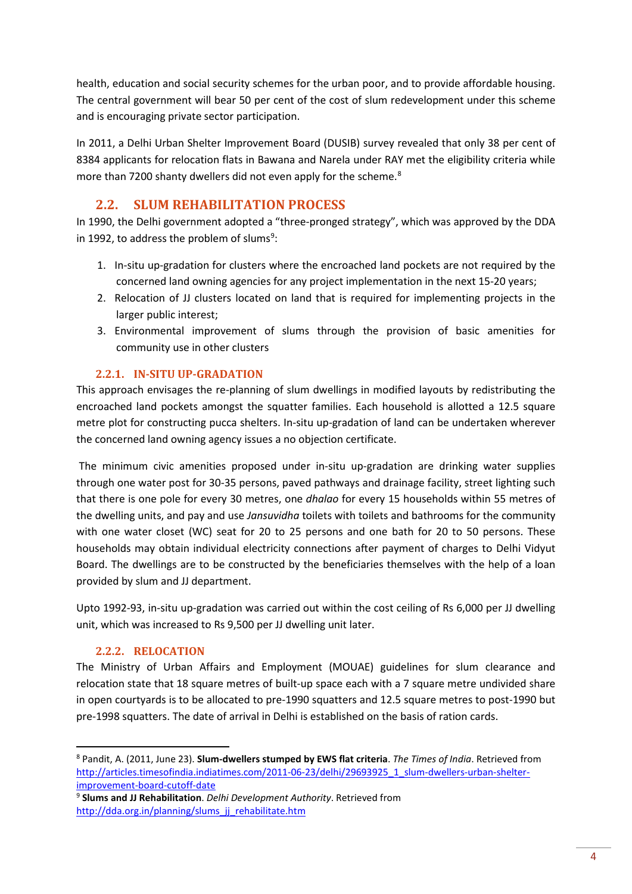health, education and social security schemes for the urban poor, and to provide affordable housing. The central government will bear 50 per cent of the cost of slum redevelopment under this scheme and is encouraging private sector participation.

In 2011, a Delhi Urban Shelter Improvement Board (DUSIB) survey revealed that only 38 per cent of 8384 applicants for relocation flats in Bawana and Narela under RAY met the eligibility criteria while more than 7200 shanty dwellers did not even apply for the scheme.[8]

## 2.2. SLUM REHABILITATION PROCESS

In 1990, the Delhi government adopted a "three-pronged strategy", which was approved by the DDA in 1992, to address the problem of slums[9]:

1. In-situ up-gradation for clusters where the encroached land pockets are not required by the concerned land owning agencies for any project implementation in the next 15-20 years;
2. Relocation of JJ clusters located on land that is required for implementing projects in the larger public interest;
3. Environmental improvement of slums through the provision of basic amenities for community use in other clusters

### 2.2.1. IN-SITU UP-GRADATION

This approach envisages the re-planning of slum dwellings in modified layouts by redistributing the encroached land pockets amongst the squatter families. Each household is allotted a 12.5 square metre plot for constructing pucca shelters. In-situ up-gradation of land can be undertaken wherever the concerned land owning agency issues a no objection certificate.

The minimum civic amenities proposed under in-situ up-gradation are drinking water supplies through one water post for 30-35 persons, paved pathways and drainage facility, street lighting such that there is one pole for every 30 metres, one *dhalao* for every 15 households within 55 metres of the dwelling units, and pay and use *Jansuvidha* toilets with toilets and bathrooms for the community with one water closet (WC) seat for 20 to 25 persons and one bath for 20 to 50 persons. These households may obtain individual electricity connections after payment of charges to Delhi Vidyut Board. The dwellings are to be constructed by the beneficiaries themselves with the help of a loan provided by slum and JJ department.

Upto 1992-93, in-situ up-gradation was carried out within the cost ceiling of Rs 6,000 per JJ dwelling unit, which was increased to Rs 9,500 per JJ dwelling unit later.

### 2.2.2. RELOCATION

The Ministry of Urban Affairs and Employment (MOUAE) guidelines for slum clearance and relocation state that 18 square metres of built-up space each with a 7 square metre undivided share in open courtyards is to be allocated to pre-1990 squatters and 12.5 square metres to post-1990 but pre-1998 squatters. The date of arrival in Delhi is established on the basis of ration cards.

---

[8] Pandit, A. (2011, June 23). **Slum-dwellers stumped by EWS flat criteria**. *The Times of India*. Retrieved from http://articles.timesofindia.indiatimes.com/2011-06-23/delhi/29693925_1_slum-dwellers-urban-shelter-improvement-board-cutoff-date

[9] **Slums and JJ Rehabilitation**. *Delhi Development Authority*. Retrieved from http://dda.org.in/planning/slums_jj_rehabilitate.htm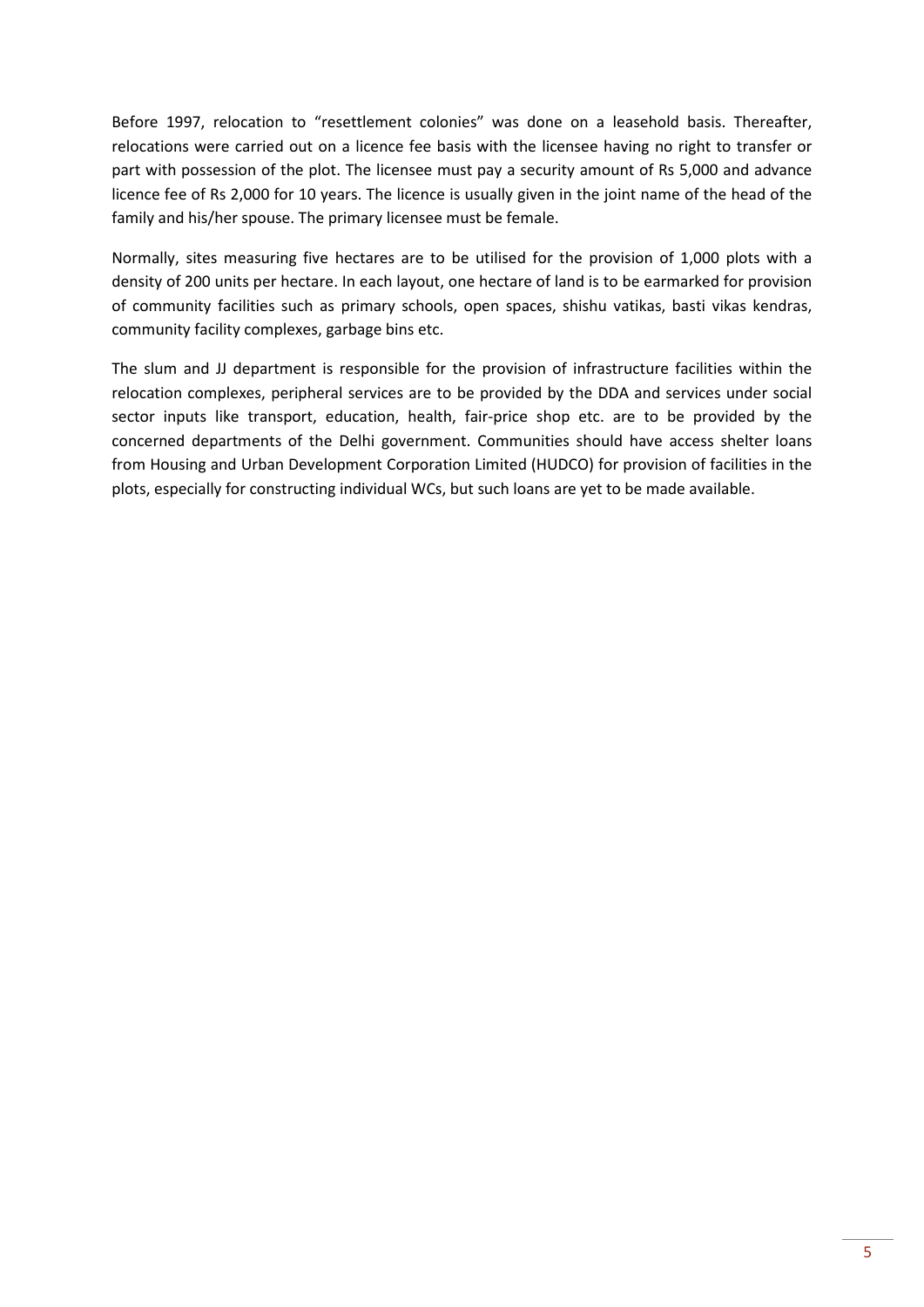Before 1997, relocation to "resettlement colonies" was done on a leasehold basis. Thereafter, relocations were carried out on a licence fee basis with the licensee having no right to transfer or part with possession of the plot. The licensee must pay a security amount of Rs 5,000 and advance licence fee of Rs 2,000 for 10 years. The licence is usually given in the joint name of the head of the family and his/her spouse. The primary licensee must be female.

Normally, sites measuring five hectares are to be utilised for the provision of 1,000 plots with a density of 200 units per hectare. In each layout, one hectare of land is to be earmarked for provision of community facilities such as primary schools, open spaces, shishu vatikas, basti vikas kendras, community facility complexes, garbage bins etc.

The slum and JJ department is responsible for the provision of infrastructure facilities within the relocation complexes, peripheral services are to be provided by the DDA and services under social sector inputs like transport, education, health, fair-price shop etc. are to be provided by the concerned departments of the Delhi government. Communities should have access shelter loans from Housing and Urban Development Corporation Limited (HUDCO) for provision of facilities in the plots, especially for constructing individual WCs, but such loans are yet to be made available.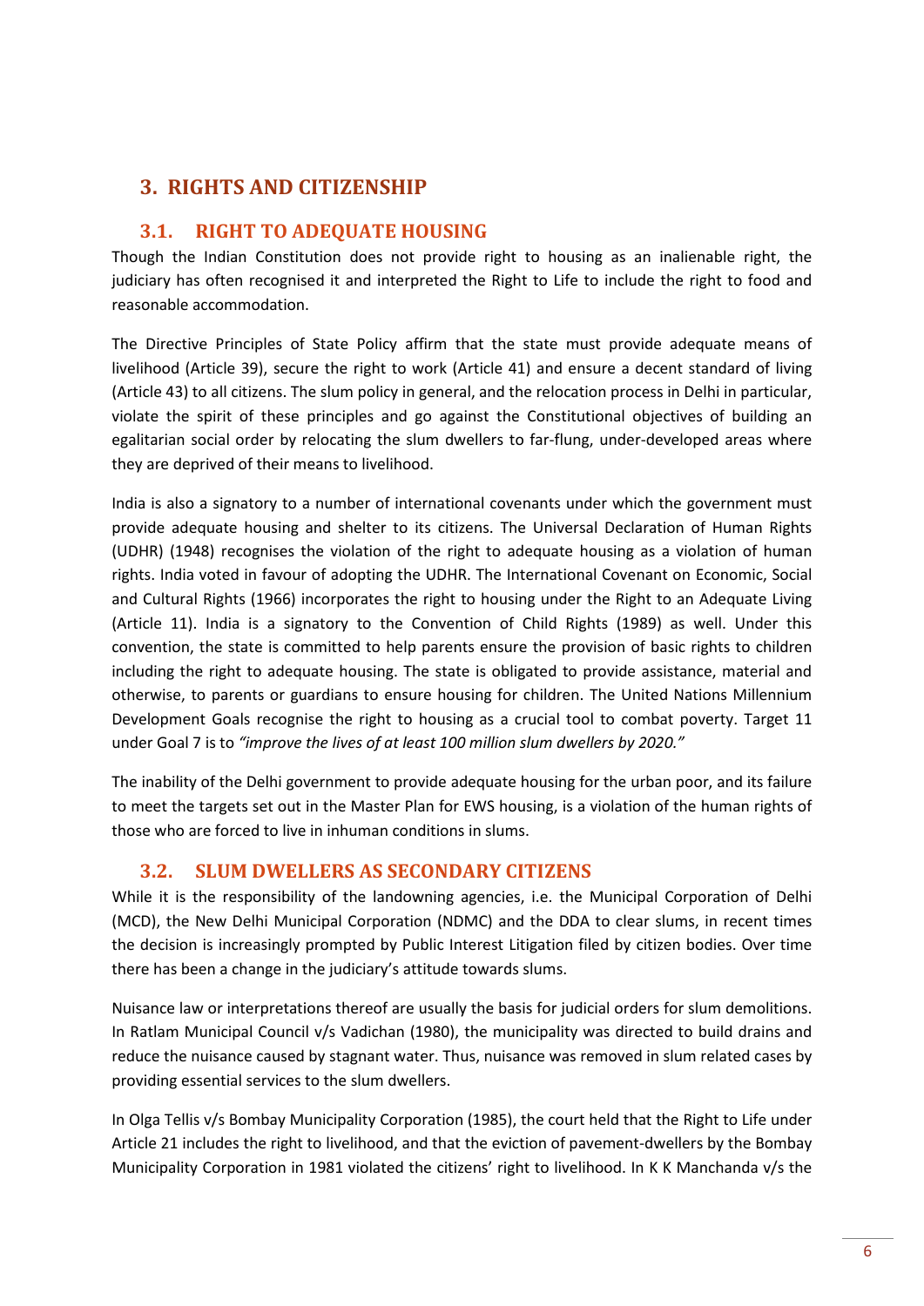## 3. RIGHTS AND CITIZENSHIP

### 3.1. RIGHT TO ADEQUATE HOUSING

Though the Indian Constitution does not provide right to housing as an inalienable right, the judiciary has often recognised it and interpreted the Right to Life to include the right to food and reasonable accommodation.

The Directive Principles of State Policy affirm that the state must provide adequate means of livelihood (Article 39), secure the right to work (Article 41) and ensure a decent standard of living (Article 43) to all citizens. The slum policy in general, and the relocation process in Delhi in particular, violate the spirit of these principles and go against the Constitutional objectives of building an egalitarian social order by relocating the slum dwellers to far-flung, under-developed areas where they are deprived of their means to livelihood.

India is also a signatory to a number of international covenants under which the government must provide adequate housing and shelter to its citizens. The Universal Declaration of Human Rights (UDHR) (1948) recognises the violation of the right to adequate housing as a violation of human rights. India voted in favour of adopting the UDHR. The International Covenant on Economic, Social and Cultural Rights (1966) incorporates the right to housing under the Right to an Adequate Living (Article 11). India is a signatory to the Convention of Child Rights (1989) as well. Under this convention, the state is committed to help parents ensure the provision of basic rights to children including the right to adequate housing. The state is obligated to provide assistance, material and otherwise, to parents or guardians to ensure housing for children. The United Nations Millennium Development Goals recognise the right to housing as a crucial tool to combat poverty. Target 11 under Goal 7 is to *"improve the lives of at least 100 million slum dwellers by 2020."*

The inability of the Delhi government to provide adequate housing for the urban poor, and its failure to meet the targets set out in the Master Plan for EWS housing, is a violation of the human rights of those who are forced to live in inhuman conditions in slums.

### 3.2. SLUM DWELLERS AS SECONDARY CITIZENS

While it is the responsibility of the landowning agencies, i.e. the Municipal Corporation of Delhi (MCD), the New Delhi Municipal Corporation (NDMC) and the DDA to clear slums, in recent times the decision is increasingly prompted by Public Interest Litigation filed by citizen bodies. Over time there has been a change in the judiciary's attitude towards slums.

Nuisance law or interpretations thereof are usually the basis for judicial orders for slum demolitions. In Ratlam Municipal Council v/s Vadichan (1980), the municipality was directed to build drains and reduce the nuisance caused by stagnant water. Thus, nuisance was removed in slum related cases by providing essential services to the slum dwellers.

In Olga Tellis v/s Bombay Municipality Corporation (1985), the court held that the Right to Life under Article 21 includes the right to livelihood, and that the eviction of pavement-dwellers by the Bombay Municipality Corporation in 1981 violated the citizens' right to livelihood. In K K Manchanda v/s the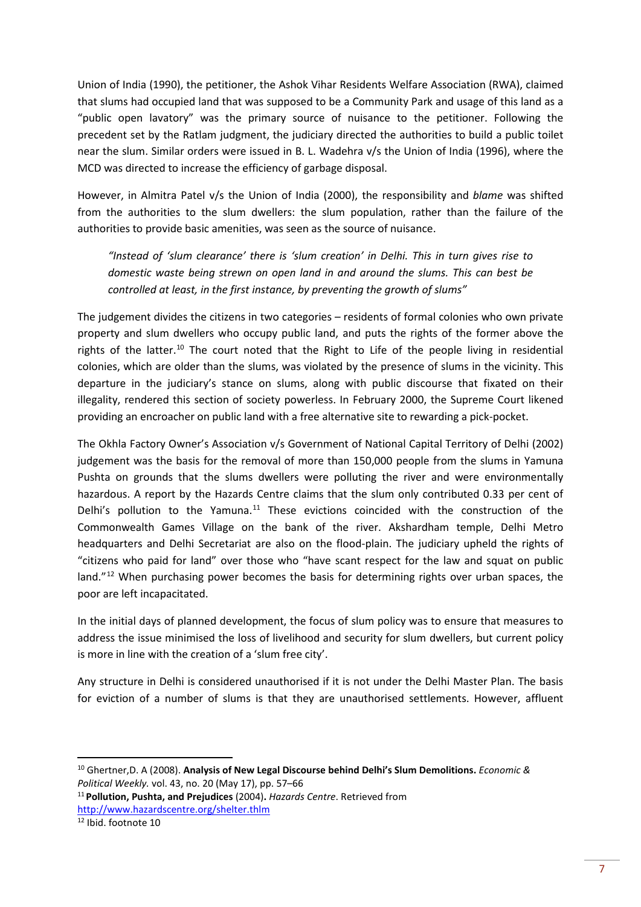Union of India (1990), the petitioner, the Ashok Vihar Residents Welfare Association (RWA), claimed that slums had occupied land that was supposed to be a Community Park and usage of this land as a "public open lavatory" was the primary source of nuisance to the petitioner. Following the precedent set by the Ratlam judgment, the judiciary directed the authorities to build a public toilet near the slum. Similar orders were issued in B. L. Wadehra v/s the Union of India (1996), where the MCD was directed to increase the efficiency of garbage disposal.

However, in Almitra Patel v/s the Union of India (2000), the responsibility and *blame* was shifted from the authorities to the slum dwellers: the slum population, rather than the failure of the authorities to provide basic amenities, was seen as the source of nuisance.

> *"Instead of 'slum clearance' there is 'slum creation' in Delhi. This in turn gives rise to domestic waste being strewn on open land in and around the slums. This can best be controlled at least, in the first instance, by preventing the growth of slums"*

The judgement divides the citizens in two categories – residents of formal colonies who own private property and slum dwellers who occupy public land, and puts the rights of the former above the rights of the latter.[10] The court noted that the Right to Life of the people living in residential colonies, which are older than the slums, was violated by the presence of slums in the vicinity. This departure in the judiciary's stance on slums, along with public discourse that fixated on their illegality, rendered this section of society powerless. In February 2000, the Supreme Court likened providing an encroacher on public land with a free alternative site to rewarding a pick-pocket.

The Okhla Factory Owner's Association v/s Government of National Capital Territory of Delhi (2002) judgement was the basis for the removal of more than 150,000 people from the slums in Yamuna Pushta on grounds that the slums dwellers were polluting the river and were environmentally hazardous. A report by the Hazards Centre claims that the slum only contributed 0.33 per cent of Delhi's pollution to the Yamuna.[11] These evictions coincided with the construction of the Commonwealth Games Village on the bank of the river. Akshardham temple, Delhi Metro headquarters and Delhi Secretariat are also on the flood-plain. The judiciary upheld the rights of "citizens who paid for land" over those who "have scant respect for the law and squat on public land."[12] When purchasing power becomes the basis for determining rights over urban spaces, the poor are left incapacitated.

In the initial days of planned development, the focus of slum policy was to ensure that measures to address the issue minimised the loss of livelihood and security for slum dwellers, but current policy is more in line with the creation of a 'slum free city'.

Any structure in Delhi is considered unauthorised if it is not under the Delhi Master Plan. The basis for eviction of a number of slums is that they are unauthorised settlements. However, affluent

---

[10] Ghertner,D. A (2008). **Analysis of New Legal Discourse behind Delhi's Slum Demolitions.** *Economic & Political Weekly.* vol. 43, no. 20 (May 17), pp. 57–66

[11] **Pollution, Pushta, and Prejudices** (2004)**.** *Hazards Centre*. Retrieved from http://www.hazardscentre.org/shelter.thlm

[12] Ibid. footnote 10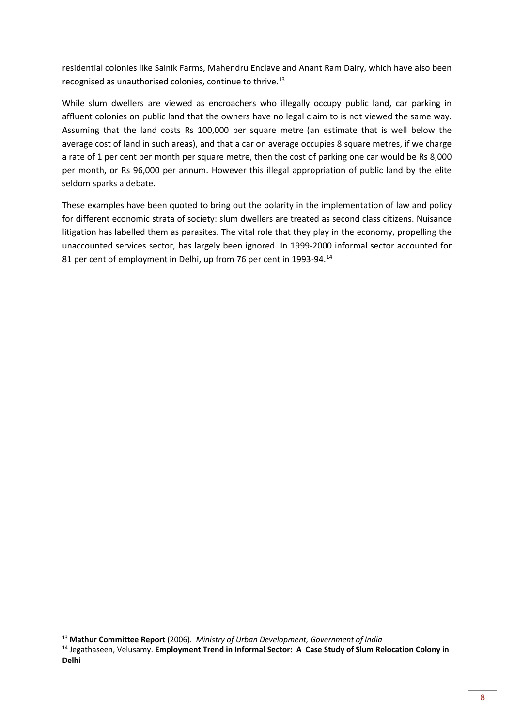residential colonies like Sainik Farms, Mahendru Enclave and Anant Ram Dairy, which have also been recognised as unauthorised colonies, continue to thrive.[13]

While slum dwellers are viewed as encroachers who illegally occupy public land, car parking in affluent colonies on public land that the owners have no legal claim to is not viewed the same way. Assuming that the land costs Rs 100,000 per square metre (an estimate that is well below the average cost of land in such areas), and that a car on average occupies 8 square metres, if we charge a rate of 1 per cent per month per square metre, then the cost of parking one car would be Rs 8,000 per month, or Rs 96,000 per annum. However this illegal appropriation of public land by the elite seldom sparks a debate.

These examples have been quoted to bring out the polarity in the implementation of law and policy for different economic strata of society: slum dwellers are treated as second class citizens. Nuisance litigation has labelled them as parasites. The vital role that they play in the economy, propelling the unaccounted services sector, has largely been ignored. In 1999-2000 informal sector accounted for 81 per cent of employment in Delhi, up from 76 per cent in 1993-94.[14]

---

[13] **Mathur Committee Report** (2006). *Ministry of Urban Development, Government of India*

[14] Jegathaseen, Velusamy. **Employment Trend in Informal Sector: A Case Study of Slum Relocation Colony in Delhi**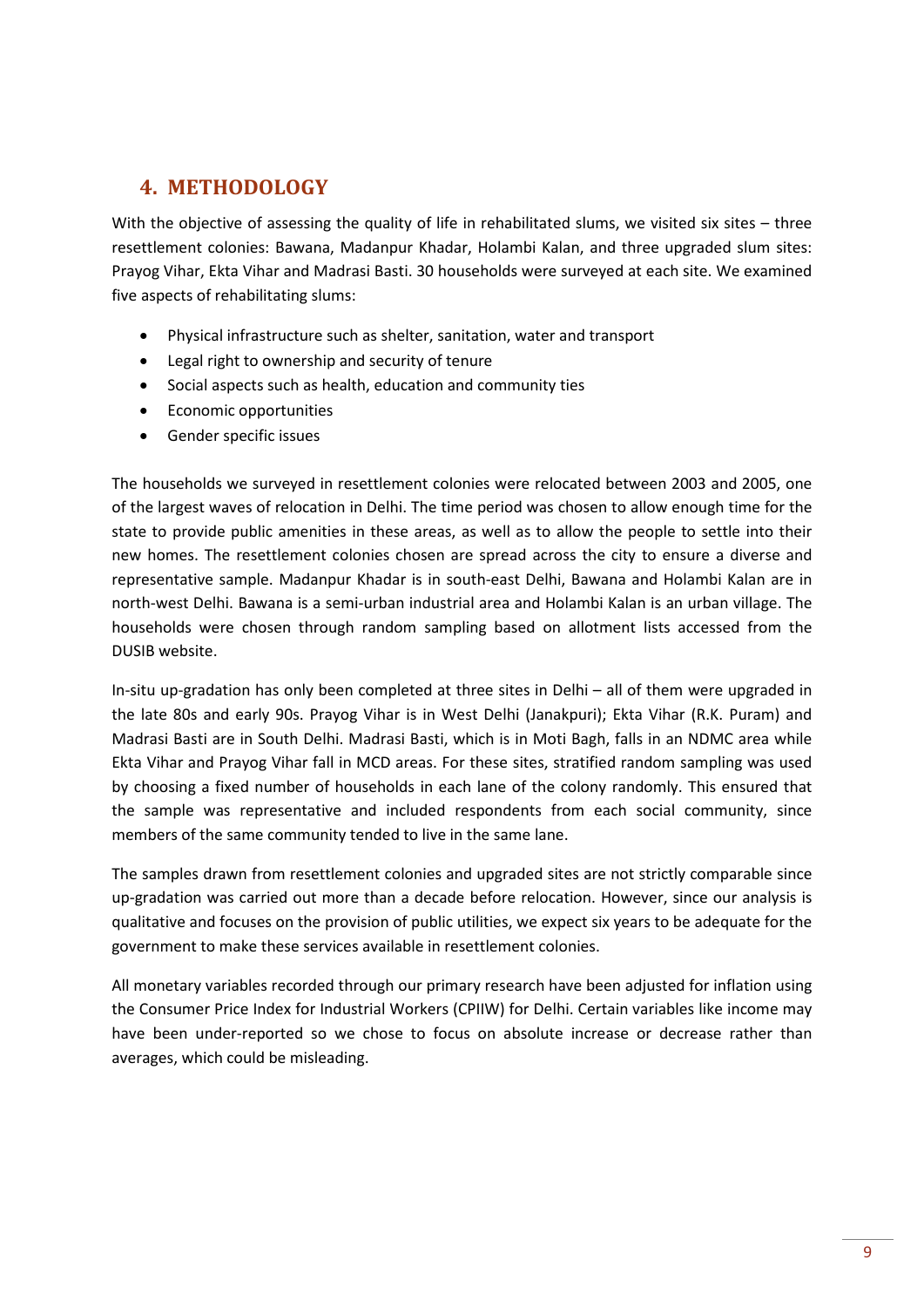## 4. METHODOLOGY

With the objective of assessing the quality of life in rehabilitated slums, we visited six sites – three resettlement colonies: Bawana, Madanpur Khadar, Holambi Kalan, and three upgraded slum sites: Prayog Vihar, Ekta Vihar and Madrasi Basti. 30 households were surveyed at each site. We examined five aspects of rehabilitating slums:

- Physical infrastructure such as shelter, sanitation, water and transport
- Legal right to ownership and security of tenure
- Social aspects such as health, education and community ties
- Economic opportunities
- Gender specific issues

The households we surveyed in resettlement colonies were relocated between 2003 and 2005, one of the largest waves of relocation in Delhi. The time period was chosen to allow enough time for the state to provide public amenities in these areas, as well as to allow the people to settle into their new homes. The resettlement colonies chosen are spread across the city to ensure a diverse and representative sample. Madanpur Khadar is in south-east Delhi, Bawana and Holambi Kalan are in north-west Delhi. Bawana is a semi-urban industrial area and Holambi Kalan is an urban village. The households were chosen through random sampling based on allotment lists accessed from the DUSIB website.

In-situ up-gradation has only been completed at three sites in Delhi – all of them were upgraded in the late 80s and early 90s. Prayog Vihar is in West Delhi (Janakpuri); Ekta Vihar (R.K. Puram) and Madrasi Basti are in South Delhi. Madrasi Basti, which is in Moti Bagh, falls in an NDMC area while Ekta Vihar and Prayog Vihar fall in MCD areas. For these sites, stratified random sampling was used by choosing a fixed number of households in each lane of the colony randomly. This ensured that the sample was representative and included respondents from each social community, since members of the same community tended to live in the same lane.

The samples drawn from resettlement colonies and upgraded sites are not strictly comparable since up-gradation was carried out more than a decade before relocation. However, since our analysis is qualitative and focuses on the provision of public utilities, we expect six years to be adequate for the government to make these services available in resettlement colonies.

All monetary variables recorded through our primary research have been adjusted for inflation using the Consumer Price Index for Industrial Workers (CPIIW) for Delhi. Certain variables like income may have been under-reported so we chose to focus on absolute increase or decrease rather than averages, which could be misleading.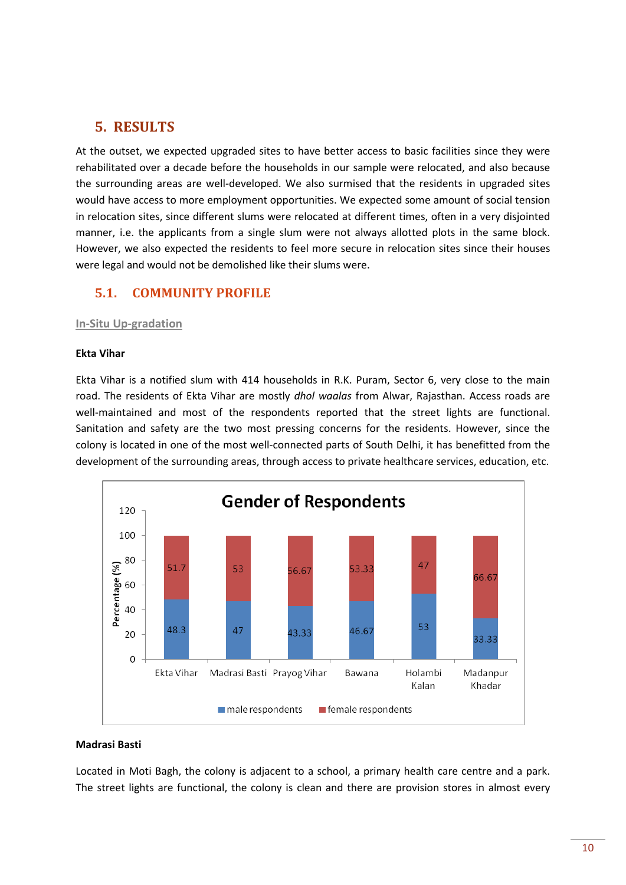## 5. RESULTS

At the outset, we expected upgraded sites to have better access to basic facilities since they were rehabilitated over a decade before the households in our sample were relocated, and also because the surrounding areas are well-developed. We also surmised that the residents in upgraded sites would have access to more employment opportunities. We expected some amount of social tension in relocation sites, since different slums were relocated at different times, often in a very disjointed manner, i.e. the applicants from a single slum were not always allotted plots in the same block. However, we also expected the residents to feel more secure in relocation sites since their houses were legal and would not be demolished like their slums were.

### 5.1. COMMUNITY PROFILE

**In-Situ Up-gradation**

**Ekta Vihar**

Ekta Vihar is a notified slum with 414 households in R.K. Puram, Sector 6, very close to the main road. The residents of Ekta Vihar are mostly *dhol waalas* from Alwar, Rajasthan. Access roads are well-maintained and most of the respondents reported that the street lights are functional. Sanitation and safety are the two most pressing concerns for the residents. However, since the colony is located in one of the most well-connected parts of South Delhi, it has benefitted from the development of the surrounding areas, through access to private healthcare services, education, etc.

**Gender of Respondents**

| | Ekta Vihar | Madrasi Basti | Prayog Vihar | Bawana | Holambi Kalan | Madanpur Khadar |
|---|---|---|---|---|---|---|
| male respondents | 48.3 | 47 | 43.33 | 46.67 | 53 | 33.33 |
| female respondents | 51.7 | 53 | 56.67 | 53.33 | 47 | 66.67 |

**Madrasi Basti**

Located in Moti Bagh, the colony is adjacent to a school, a primary health care centre and a park. The street lights are functional, the colony is clean and there are provision stores in almost every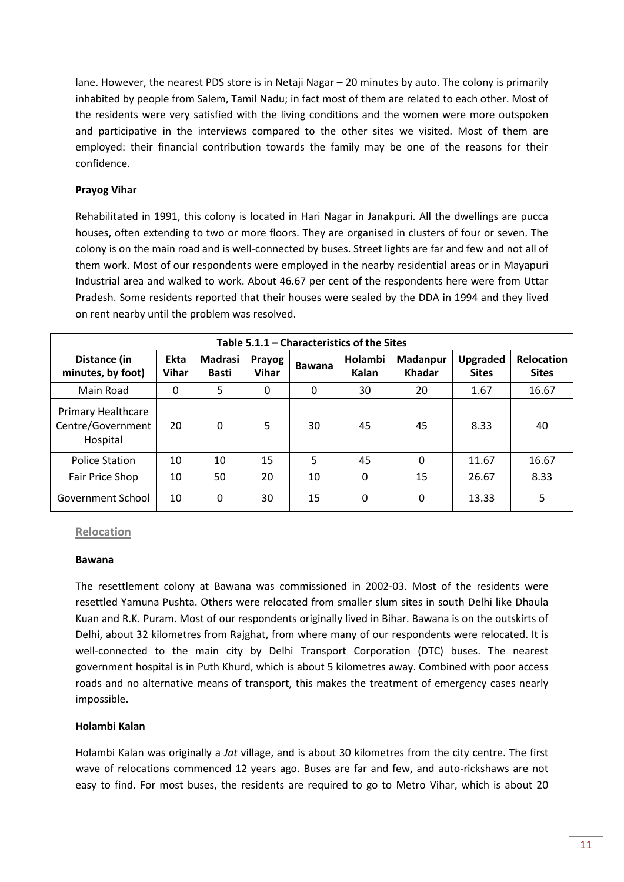lane. However, the nearest PDS store is in Netaji Nagar – 20 minutes by auto. The colony is primarily inhabited by people from Salem, Tamil Nadu; in fact most of them are related to each other. Most of the residents were very satisfied with the living conditions and the women were more outspoken and participative in the interviews compared to the other sites we visited. Most of them are employed: their financial contribution towards the family may be one of the reasons for their confidence.

**Prayog Vihar**

Rehabilitated in 1991, this colony is located in Hari Nagar in Janakpuri. All the dwellings are pucca houses, often extending to two or more floors. They are organised in clusters of four or seven. The colony is on the main road and is well-connected by buses. Street lights are far and few and not all of them work. Most of our respondents were employed in the nearby residential areas or in Mayapuri Industrial area and walked to work. About 46.67 per cent of the respondents here were from Uttar Pradesh. Some residents reported that their houses were sealed by the DDA in 1994 and they lived on rent nearby until the problem was resolved.

**Table 5.1.1 – Characteristics of the Sites**

| Distance (in minutes, by foot) | Ekta Vihar | Madrasi Basti | Prayog Vihar | Bawana | Holambi Kalan | Madanpur Khadar | Upgraded Sites | Relocation Sites |
|---|---|---|---|---|---|---|---|---|
| Main Road | 0 | 5 | 0 | 0 | 30 | 20 | 1.67 | 16.67 |
| Primary Healthcare Centre/Government Hospital | 20 | 0 | 5 | 30 | 45 | 45 | 8.33 | 40 |
| Police Station | 10 | 10 | 15 | 5 | 45 | 0 | 11.67 | 16.67 |
| Fair Price Shop | 10 | 50 | 20 | 10 | 0 | 15 | 26.67 | 8.33 |
| Government School | 10 | 0 | 30 | 15 | 0 | 0 | 13.33 | 5 |

### Relocation

**Bawana**

The resettlement colony at Bawana was commissioned in 2002-03. Most of the residents were resettled Yamuna Pushta. Others were relocated from smaller slum sites in south Delhi like Dhaula Kuan and R.K. Puram. Most of our respondents originally lived in Bihar. Bawana is on the outskirts of Delhi, about 32 kilometres from Rajghat, from where many of our respondents were relocated. It is well-connected to the main city by Delhi Transport Corporation (DTC) buses. The nearest government hospital is in Puth Khurd, which is about 5 kilometres away. Combined with poor access roads and no alternative means of transport, this makes the treatment of emergency cases nearly impossible.

**Holambi Kalan**

Holambi Kalan was originally a *Jat* village, and is about 30 kilometres from the city centre. The first wave of relocations commenced 12 years ago. Buses are far and few, and auto-rickshaws are not easy to find. For most buses, the residents are required to go to Metro Vihar, which is about 20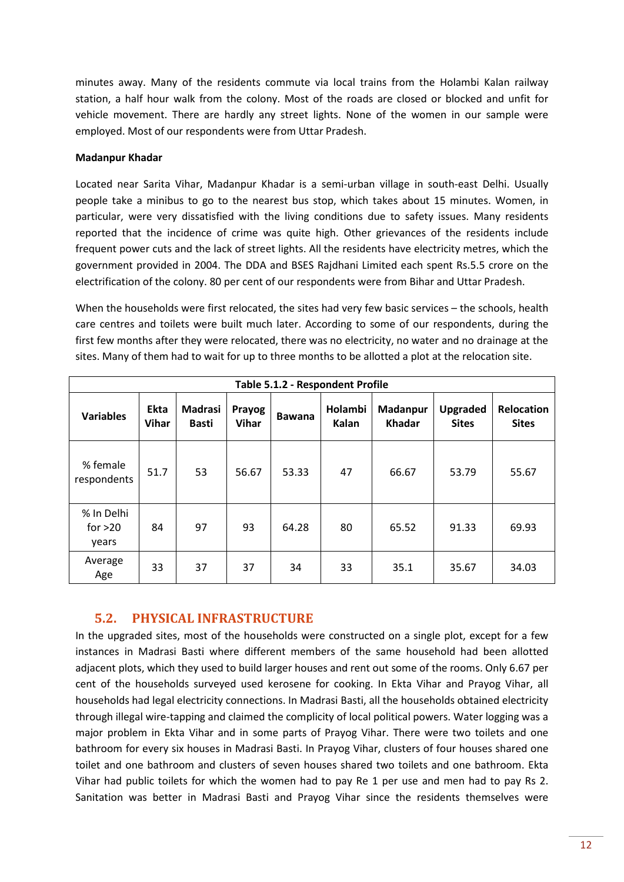minutes away. Many of the residents commute via local trains from the Holambi Kalan railway station, a half hour walk from the colony. Most of the roads are closed or blocked and unfit for vehicle movement. There are hardly any street lights. None of the women in our sample were employed. Most of our respondents were from Uttar Pradesh.

**Madanpur Khadar**

Located near Sarita Vihar, Madanpur Khadar is a semi-urban village in south-east Delhi. Usually people take a minibus to go to the nearest bus stop, which takes about 15 minutes. Women, in particular, were very dissatisfied with the living conditions due to safety issues. Many residents reported that the incidence of crime was quite high. Other grievances of the residents include frequent power cuts and the lack of street lights. All the residents have electricity metres, which the government provided in 2004. The DDA and BSES Rajdhani Limited each spent Rs.5.5 crore on the electrification of the colony. 80 per cent of our respondents were from Bihar and Uttar Pradesh.

When the households were first relocated, the sites had very few basic services – the schools, health care centres and toilets were built much later. According to some of our respondents, during the first few months after they were relocated, there was no electricity, no water and no drainage at the sites. Many of them had to wait for up to three months to be allotted a plot at the relocation site.

**Table 5.1.2 - Respondent Profile**

| Variables | Ekta Vihar | Madrasi Basti | Prayog Vihar | Bawana | Holambi Kalan | Madanpur Khadar | Upgraded Sites | Relocation Sites |
|---|---|---|---|---|---|---|---|---|
| % female respondents | 51.7 | 53 | 56.67 | 53.33 | 47 | 66.67 | 53.79 | 55.67 |
| % In Delhi for >20 years | 84 | 97 | 93 | 64.28 | 80 | 65.52 | 91.33 | 69.93 |
| Average Age | 33 | 37 | 37 | 34 | 33 | 35.1 | 35.67 | 34.03 |

## 5.2. PHYSICAL INFRASTRUCTURE

In the upgraded sites, most of the households were constructed on a single plot, except for a few instances in Madrasi Basti where different members of the same household had been allotted adjacent plots, which they used to build larger houses and rent out some of the rooms. Only 6.67 per cent of the households surveyed used kerosene for cooking. In Ekta Vihar and Prayog Vihar, all households had legal electricity connections. In Madrasi Basti, all the households obtained electricity through illegal wire-tapping and claimed the complicity of local political powers. Water logging was a major problem in Ekta Vihar and in some parts of Prayog Vihar. There were two toilets and one bathroom for every six houses in Madrasi Basti. In Prayog Vihar, clusters of four houses shared one toilet and one bathroom and clusters of seven houses shared two toilets and one bathroom. Ekta Vihar had public toilets for which the women had to pay Re 1 per use and men had to pay Rs 2. Sanitation was better in Madrasi Basti and Prayog Vihar since the residents themselves were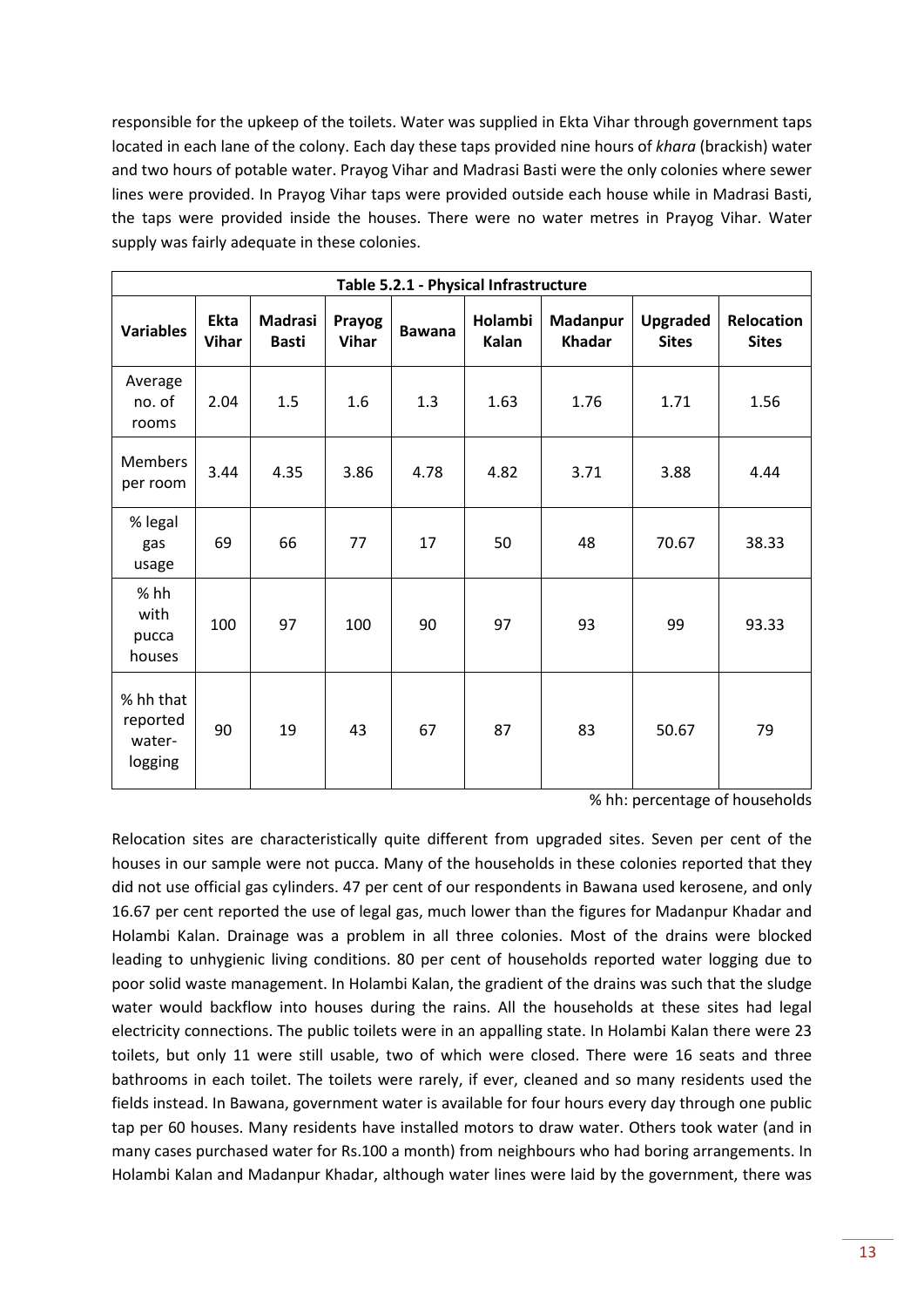responsible for the upkeep of the toilets. Water was supplied in Ekta Vihar through government taps located in each lane of the colony. Each day these taps provided nine hours of *khara* (brackish) water and two hours of potable water. Prayog Vihar and Madrasi Basti were the only colonies where sewer lines were provided. In Prayog Vihar taps were provided outside each house while in Madrasi Basti, the taps were provided inside the houses. There were no water metres in Prayog Vihar. Water supply was fairly adequate in these colonies.

**Table 5.2.1 - Physical Infrastructure**

| Variables | Ekta Vihar | Madrasi Basti | Prayog Vihar | Bawana | Holambi Kalan | Madanpur Khadar | Upgraded Sites | Relocation Sites |
|---|---|---|---|---|---|---|---|---|
| Average no. of rooms | 2.04 | 1.5 | 1.6 | 1.3 | 1.63 | 1.76 | 1.71 | 1.56 |
| Members per room | 3.44 | 4.35 | 3.86 | 4.78 | 4.82 | 3.71 | 3.88 | 4.44 |
| % legal gas usage | 69 | 66 | 77 | 17 | 50 | 48 | 70.67 | 38.33 |
| % hh with pucca houses | 100 | 97 | 100 | 90 | 97 | 93 | 99 | 93.33 |
| % hh that reported water-logging | 90 | 19 | 43 | 67 | 87 | 83 | 50.67 | 79 |

% hh: percentage of households

Relocation sites are characteristically quite different from upgraded sites. Seven per cent of the houses in our sample were not pucca. Many of the households in these colonies reported that they did not use official gas cylinders. 47 per cent of our respondents in Bawana used kerosene, and only 16.67 per cent reported the use of legal gas, much lower than the figures for Madanpur Khadar and Holambi Kalan. Drainage was a problem in all three colonies. Most of the drains were blocked leading to unhygienic living conditions. 80 per cent of households reported water logging due to poor solid waste management. In Holambi Kalan, the gradient of the drains was such that the sludge water would backflow into houses during the rains. All the households at these sites had legal electricity connections. The public toilets were in an appalling state. In Holambi Kalan there were 23 toilets, but only 11 were still usable, two of which were closed. There were 16 seats and three bathrooms in each toilet. The toilets were rarely, if ever, cleaned and so many residents used the fields instead. In Bawana, government water is available for four hours every day through one public tap per 60 houses. Many residents have installed motors to draw water. Others took water (and in many cases purchased water for Rs.100 a month) from neighbours who had boring arrangements. In Holambi Kalan and Madanpur Khadar, although water lines were laid by the government, there was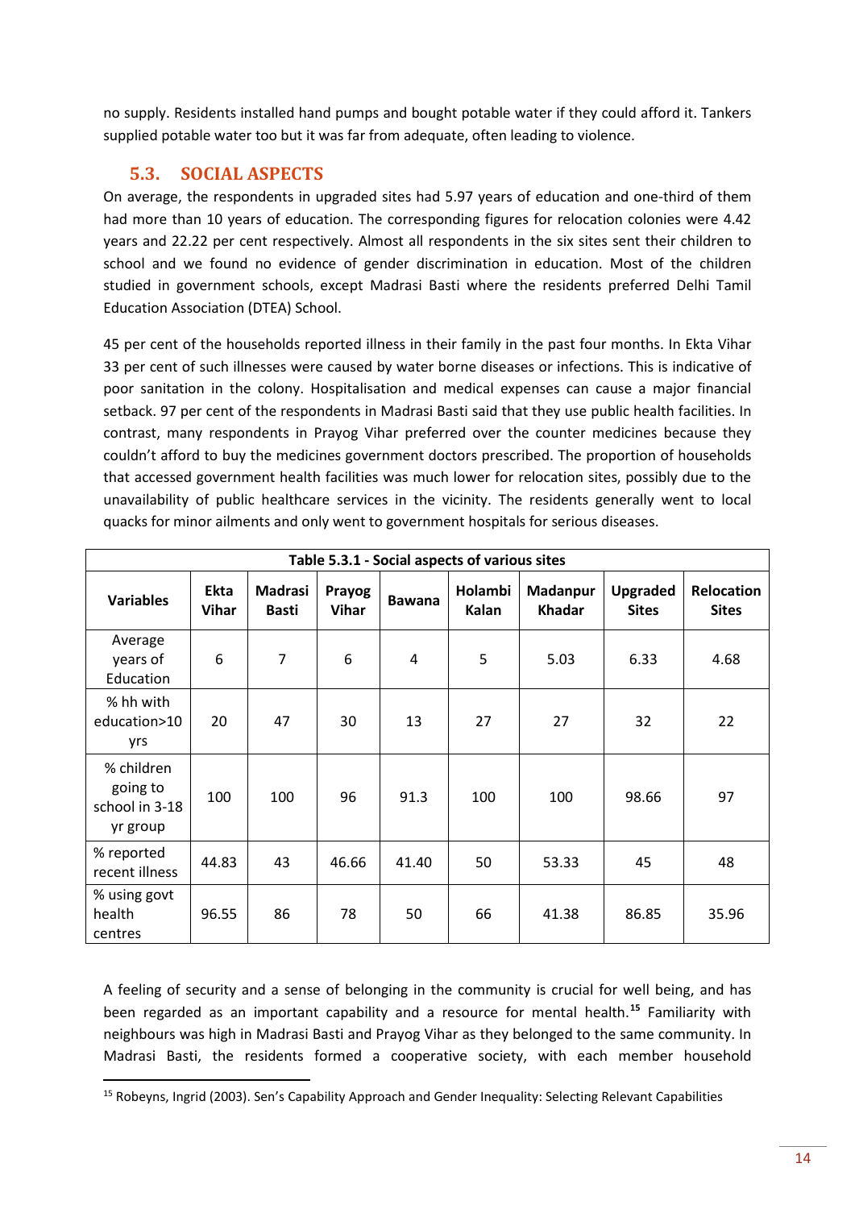no supply. Residents installed hand pumps and bought potable water if they could afford it. Tankers supplied potable water too but it was far from adequate, often leading to violence.

## 5.3. SOCIAL ASPECTS

On average, the respondents in upgraded sites had 5.97 years of education and one-third of them had more than 10 years of education. The corresponding figures for relocation colonies were 4.42 years and 22.22 per cent respectively. Almost all respondents in the six sites sent their children to school and we found no evidence of gender discrimination in education. Most of the children studied in government schools, except Madrasi Basti where the residents preferred Delhi Tamil Education Association (DTEA) School.

45 per cent of the households reported illness in their family in the past four months. In Ekta Vihar 33 per cent of such illnesses were caused by water borne diseases or infections. This is indicative of poor sanitation in the colony. Hospitalisation and medical expenses can cause a major financial setback. 97 per cent of the respondents in Madrasi Basti said that they use public health facilities. In contrast, many respondents in Prayog Vihar preferred over the counter medicines because they couldn't afford to buy the medicines government doctors prescribed. The proportion of households that accessed government health facilities was much lower for relocation sites, possibly due to the unavailability of public healthcare services in the vicinity. The residents generally went to local quacks for minor ailments and only went to government hospitals for serious diseases.

**Table 5.3.1 - Social aspects of various sites**

| Variables | Ekta Vihar | Madrasi Basti | Prayog Vihar | Bawana | Holambi Kalan | Madanpur Khadar | Upgraded Sites | Relocation Sites |
|---|---|---|---|---|---|---|---|---|
| Average years of Education | 6 | 7 | 6 | 4 | 5 | 5.03 | 6.33 | 4.68 |
| % hh with education>10 yrs | 20 | 47 | 30 | 13 | 27 | 27 | 32 | 22 |
| % children going to school in 3-18 yr group | 100 | 100 | 96 | 91.3 | 100 | 100 | 98.66 | 97 |
| % reported recent illness | 44.83 | 43 | 46.66 | 41.40 | 50 | 53.33 | 45 | 48 |
| % using govt health centres | 96.55 | 86 | 78 | 50 | 66 | 41.38 | 86.85 | 35.96 |

A feeling of security and a sense of belonging in the community is crucial for well being, and has been regarded as an important capability and a resource for mental health.[15] Familiarity with neighbours was high in Madrasi Basti and Prayog Vihar as they belonged to the same community. In Madrasi Basti, the residents formed a cooperative society, with each member household

[15] Robeyns, Ingrid (2003). Sen's Capability Approach and Gender Inequality: Selecting Relevant Capabilities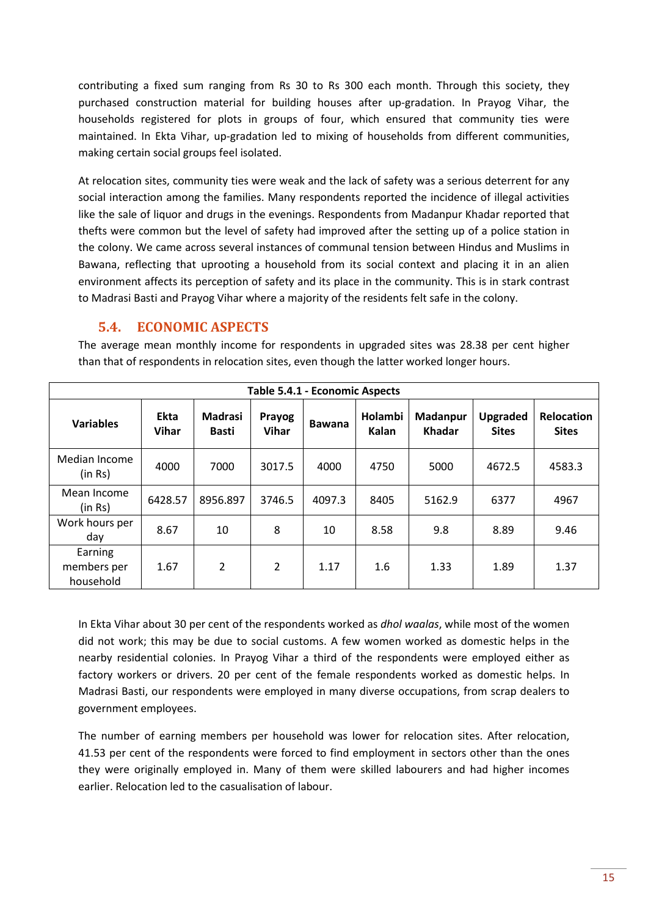contributing a fixed sum ranging from Rs 30 to Rs 300 each month. Through this society, they purchased construction material for building houses after up-gradation. In Prayog Vihar, the households registered for plots in groups of four, which ensured that community ties were maintained. In Ekta Vihar, up-gradation led to mixing of households from different communities, making certain social groups feel isolated.

At relocation sites, community ties were weak and the lack of safety was a serious deterrent for any social interaction among the families. Many respondents reported the incidence of illegal activities like the sale of liquor and drugs in the evenings. Respondents from Madanpur Khadar reported that thefts were common but the level of safety had improved after the setting up of a police station in the colony. We came across several instances of communal tension between Hindus and Muslims in Bawana, reflecting that uprooting a household from its social context and placing it in an alien environment affects its perception of safety and its place in the community. This is in stark contrast to Madrasi Basti and Prayog Vihar where a majority of the residents felt safe in the colony.

## 5.4. ECONOMIC ASPECTS

The average mean monthly income for respondents in upgraded sites was 28.38 per cent higher than that of respondents in relocation sites, even though the latter worked longer hours.

**Table 5.4.1 - Economic Aspects**

| Variables | Ekta Vihar | Madrasi Basti | Prayog Vihar | Bawana | Holambi Kalan | Madanpur Khadar | Upgraded Sites | Relocation Sites |
|---|---|---|---|---|---|---|---|---|
| Median Income (in Rs) | 4000 | 7000 | 3017.5 | 4000 | 4750 | 5000 | 4672.5 | 4583.3 |
| Mean Income (in Rs) | 6428.57 | 8956.897 | 3746.5 | 4097.3 | 8405 | 5162.9 | 6377 | 4967 |
| Work hours per day | 8.67 | 10 | 8 | 10 | 8.58 | 9.8 | 8.89 | 9.46 |
| Earning members per household | 1.67 | 2 | 2 | 1.17 | 1.6 | 1.33 | 1.89 | 1.37 |

In Ekta Vihar about 30 per cent of the respondents worked as *dhol waalas*, while most of the women did not work; this may be due to social customs. A few women worked as domestic helps in the nearby residential colonies. In Prayog Vihar a third of the respondents were employed either as factory workers or drivers. 20 per cent of the female respondents worked as domestic helps. In Madrasi Basti, our respondents were employed in many diverse occupations, from scrap dealers to government employees.

The number of earning members per household was lower for relocation sites. After relocation, 41.53 per cent of the respondents were forced to find employment in sectors other than the ones they were originally employed in. Many of them were skilled labourers and had higher incomes earlier. Relocation led to the casualisation of labour.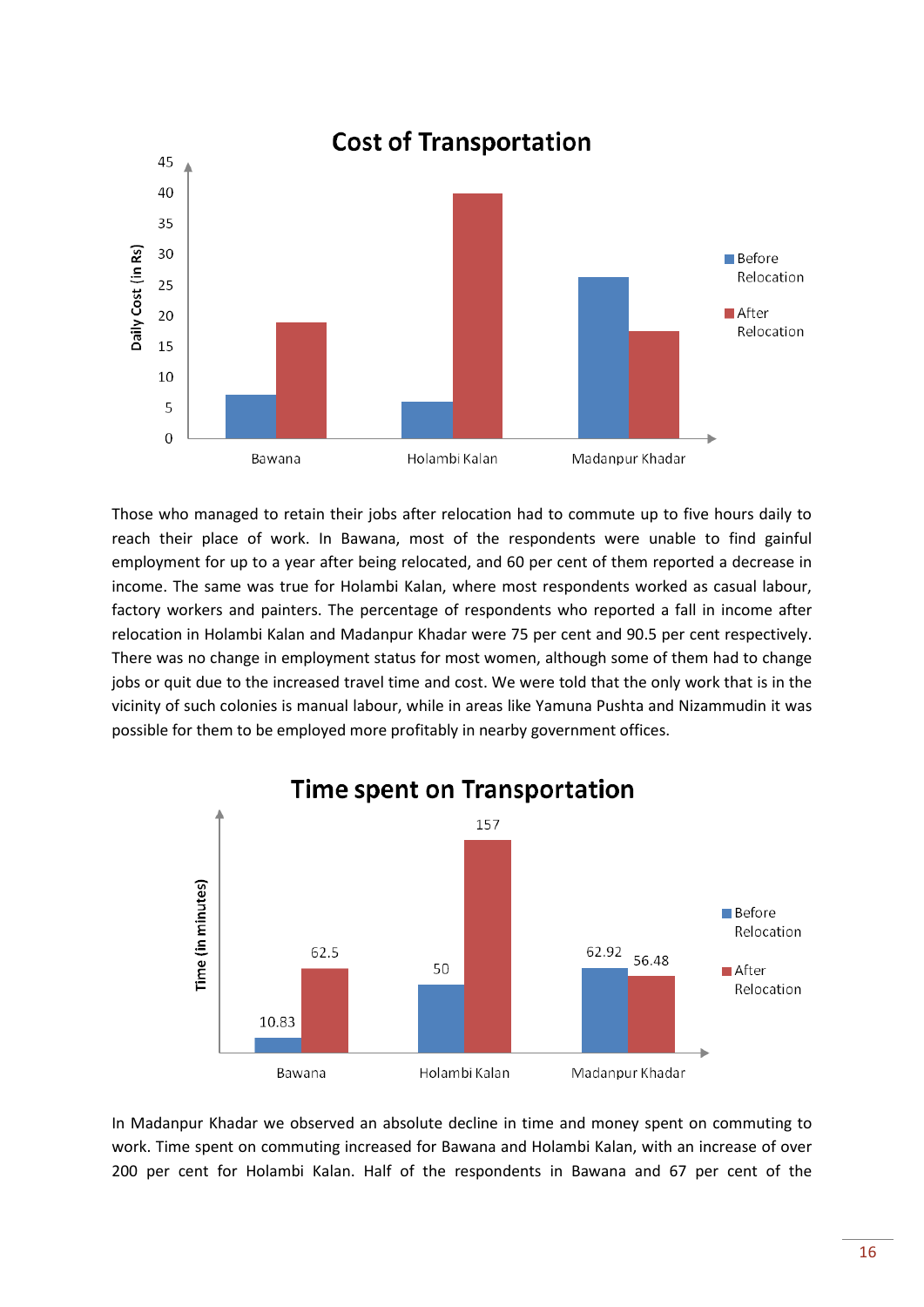## Cost of Transportation

Those who managed to retain their jobs after relocation had to commute up to five hours daily to reach their place of work. In Bawana, most of the respondents were unable to find gainful employment for up to a year after being relocated, and 60 per cent of them reported a decrease in income. The same was true for Holambi Kalan, where most respondents worked as casual labour, factory workers and painters. The percentage of respondents who reported a fall in income after relocation in Holambi Kalan and Madanpur Khadar were 75 per cent and 90.5 per cent respectively. There was no change in employment status for most women, although some of them had to change jobs or quit due to the increased travel time and cost. We were told that the only work that is in the vicinity of such colonies is manual labour, while in areas like Yamuna Pushta and Nizammudin it was possible for them to be employed more profitably in nearby government offices.

## Time spent on Transportation

| | Before Relocation | After Relocation |
|---|---|---|
| Bawana | 10.83 | 62.5 |
| Holambi Kalan | 50 | 157 |
| Madanpur Khadar | 62.92 | 56.48 |

In Madanpur Khadar we observed an absolute decline in time and money spent on commuting to work. Time spent on commuting increased for Bawana and Holambi Kalan, with an increase of over 200 per cent for Holambi Kalan. Half of the respondents in Bawana and 67 per cent of the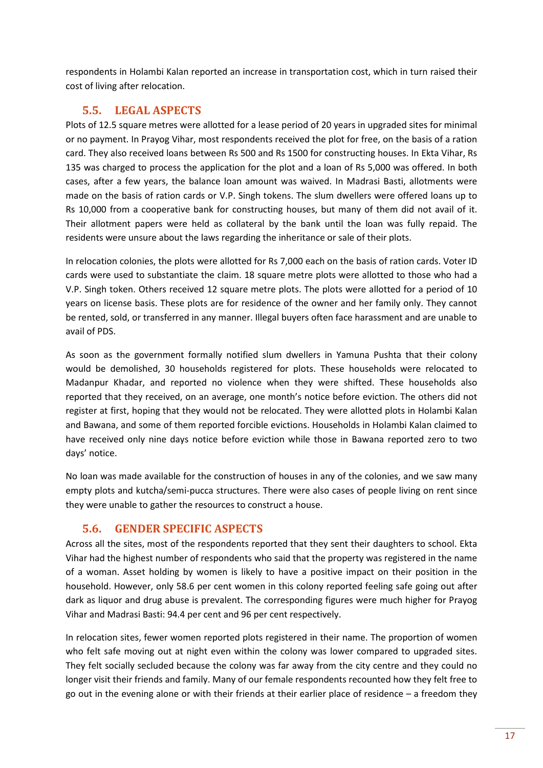respondents in Holambi Kalan reported an increase in transportation cost, which in turn raised their cost of living after relocation.

## 5.5. LEGAL ASPECTS

Plots of 12.5 square metres were allotted for a lease period of 20 years in upgraded sites for minimal or no payment. In Prayog Vihar, most respondents received the plot for free, on the basis of a ration card. They also received loans between Rs 500 and Rs 1500 for constructing houses. In Ekta Vihar, Rs 135 was charged to process the application for the plot and a loan of Rs 5,000 was offered. In both cases, after a few years, the balance loan amount was waived. In Madrasi Basti, allotments were made on the basis of ration cards or V.P. Singh tokens. The slum dwellers were offered loans up to Rs 10,000 from a cooperative bank for constructing houses, but many of them did not avail of it. Their allotment papers were held as collateral by the bank until the loan was fully repaid. The residents were unsure about the laws regarding the inheritance or sale of their plots.

In relocation colonies, the plots were allotted for Rs 7,000 each on the basis of ration cards. Voter ID cards were used to substantiate the claim. 18 square metre plots were allotted to those who had a V.P. Singh token. Others received 12 square metre plots. The plots were allotted for a period of 10 years on license basis. These plots are for residence of the owner and her family only. They cannot be rented, sold, or transferred in any manner. Illegal buyers often face harassment and are unable to avail of PDS.

As soon as the government formally notified slum dwellers in Yamuna Pushta that their colony would be demolished, 30 households registered for plots. These households were relocated to Madanpur Khadar, and reported no violence when they were shifted. These households also reported that they received, on an average, one month's notice before eviction. The others did not register at first, hoping that they would not be relocated. They were allotted plots in Holambi Kalan and Bawana, and some of them reported forcible evictions. Households in Holambi Kalan claimed to have received only nine days notice before eviction while those in Bawana reported zero to two days' notice.

No loan was made available for the construction of houses in any of the colonies, and we saw many empty plots and kutcha/semi-pucca structures. There were also cases of people living on rent since they were unable to gather the resources to construct a house.

## 5.6. GENDER SPECIFIC ASPECTS

Across all the sites, most of the respondents reported that they sent their daughters to school. Ekta Vihar had the highest number of respondents who said that the property was registered in the name of a woman. Asset holding by women is likely to have a positive impact on their position in the household. However, only 58.6 per cent women in this colony reported feeling safe going out after dark as liquor and drug abuse is prevalent. The corresponding figures were much higher for Prayog Vihar and Madrasi Basti: 94.4 per cent and 96 per cent respectively.

In relocation sites, fewer women reported plots registered in their name. The proportion of women who felt safe moving out at night even within the colony was lower compared to upgraded sites. They felt socially secluded because the colony was far away from the city centre and they could no longer visit their friends and family. Many of our female respondents recounted how they felt free to go out in the evening alone or with their friends at their earlier place of residence – a freedom they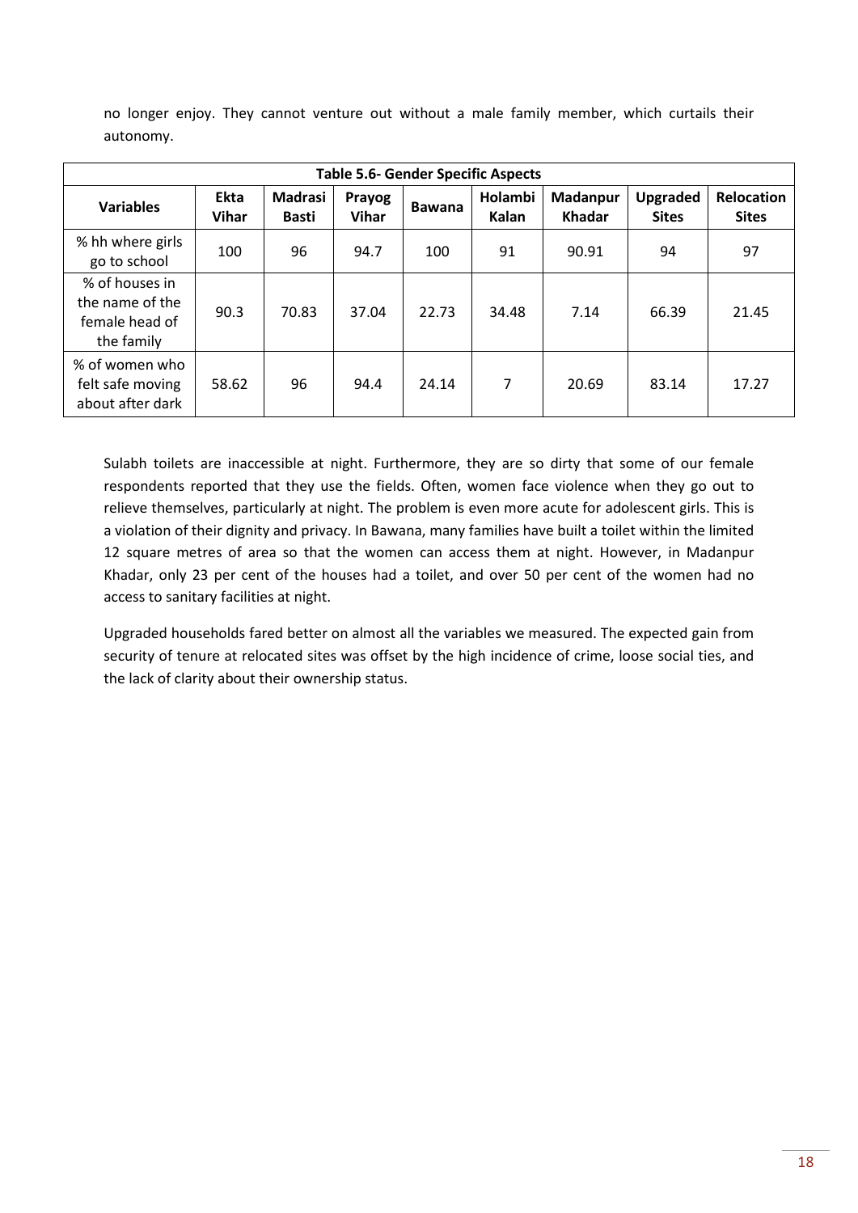no longer enjoy. They cannot venture out without a male family member, which curtails their autonomy.

**Table 5.6- Gender Specific Aspects**

| Variables | Ekta Vihar | Madrasi Basti | Prayog Vihar | Bawana | Holambi Kalan | Madanpur Khadar | Upgraded Sites | Relocation Sites |
|---|---|---|---|---|---|---|---|---|
| % hh where girls go to school | 100 | 96 | 94.7 | 100 | 91 | 90.91 | 94 | 97 |
| % of houses in the name of the female head of the family | 90.3 | 70.83 | 37.04 | 22.73 | 34.48 | 7.14 | 66.39 | 21.45 |
| % of women who felt safe moving about after dark | 58.62 | 96 | 94.4 | 24.14 | 7 | 20.69 | 83.14 | 17.27 |

Sulabh toilets are inaccessible at night. Furthermore, they are so dirty that some of our female respondents reported that they use the fields. Often, women face violence when they go out to relieve themselves, particularly at night. The problem is even more acute for adolescent girls. This is a violation of their dignity and privacy. In Bawana, many families have built a toilet within the limited 12 square metres of area so that the women can access them at night. However, in Madanpur Khadar, only 23 per cent of the houses had a toilet, and over 50 per cent of the women had no access to sanitary facilities at night.

Upgraded households fared better on almost all the variables we measured. The expected gain from security of tenure at relocated sites was offset by the high incidence of crime, loose social ties, and the lack of clarity about their ownership status.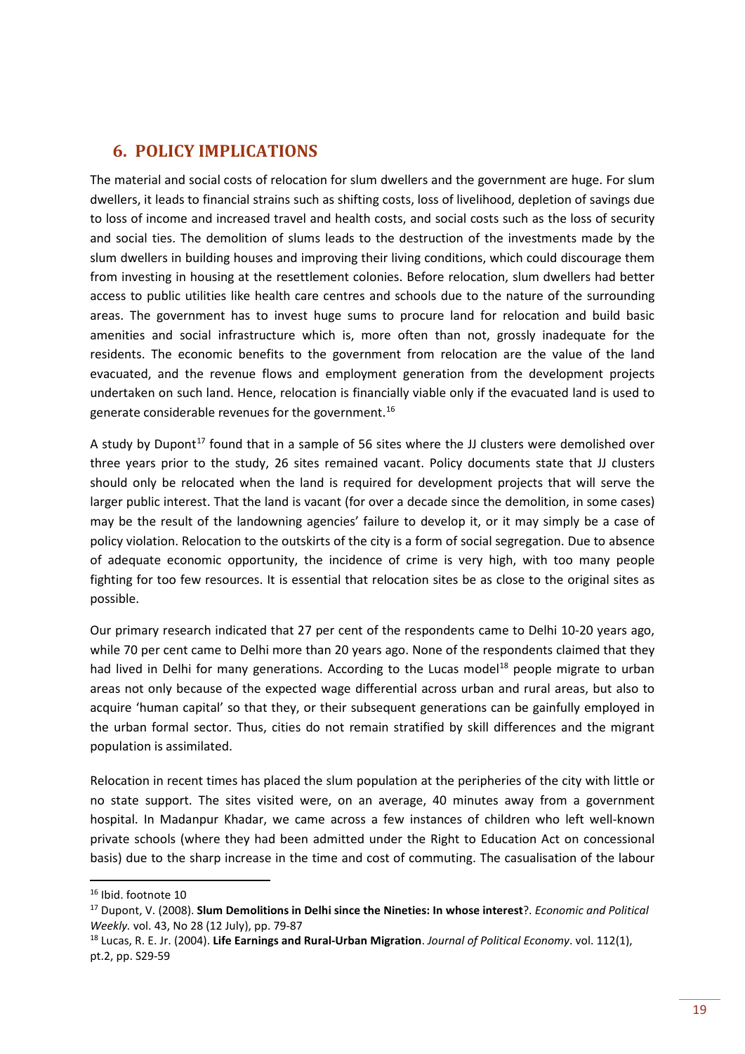## 6. POLICY IMPLICATIONS

The material and social costs of relocation for slum dwellers and the government are huge. For slum dwellers, it leads to financial strains such as shifting costs, loss of livelihood, depletion of savings due to loss of income and increased travel and health costs, and social costs such as the loss of security and social ties. The demolition of slums leads to the destruction of the investments made by the slum dwellers in building houses and improving their living conditions, which could discourage them from investing in housing at the resettlement colonies. Before relocation, slum dwellers had better access to public utilities like health care centres and schools due to the nature of the surrounding areas. The government has to invest huge sums to procure land for relocation and build basic amenities and social infrastructure which is, more often than not, grossly inadequate for the residents. The economic benefits to the government from relocation are the value of the land evacuated, and the revenue flows and employment generation from the development projects undertaken on such land. Hence, relocation is financially viable only if the evacuated land is used to generate considerable revenues for the government.[16]

A study by Dupont[17] found that in a sample of 56 sites where the JJ clusters were demolished over three years prior to the study, 26 sites remained vacant. Policy documents state that JJ clusters should only be relocated when the land is required for development projects that will serve the larger public interest. That the land is vacant (for over a decade since the demolition, in some cases) may be the result of the landowning agencies' failure to develop it, or it may simply be a case of policy violation. Relocation to the outskirts of the city is a form of social segregation. Due to absence of adequate economic opportunity, the incidence of crime is very high, with too many people fighting for too few resources. It is essential that relocation sites be as close to the original sites as possible.

Our primary research indicated that 27 per cent of the respondents came to Delhi 10-20 years ago, while 70 per cent came to Delhi more than 20 years ago. None of the respondents claimed that they had lived in Delhi for many generations. According to the Lucas model[18] people migrate to urban areas not only because of the expected wage differential across urban and rural areas, but also to acquire 'human capital' so that they, or their subsequent generations can be gainfully employed in the urban formal sector. Thus, cities do not remain stratified by skill differences and the migrant population is assimilated.

Relocation in recent times has placed the slum population at the peripheries of the city with little or no state support. The sites visited were, on an average, 40 minutes away from a government hospital. In Madanpur Khadar, we came across a few instances of children who left well-known private schools (where they had been admitted under the Right to Education Act on concessional basis) due to the sharp increase in the time and cost of commuting. The casualisation of the labour

---

[16] Ibid. footnote 10

[17] Dupont, V. (2008). **Slum Demolitions in Delhi since the Nineties: In whose interest**?. *Economic and Political Weekly.* vol. 43, No 28 (12 July), pp. 79-87

[18] Lucas, R. E. Jr. (2004). **Life Earnings and Rural-Urban Migration**. *Journal of Political Economy*. vol. 112(1), pt.2, pp. S29-59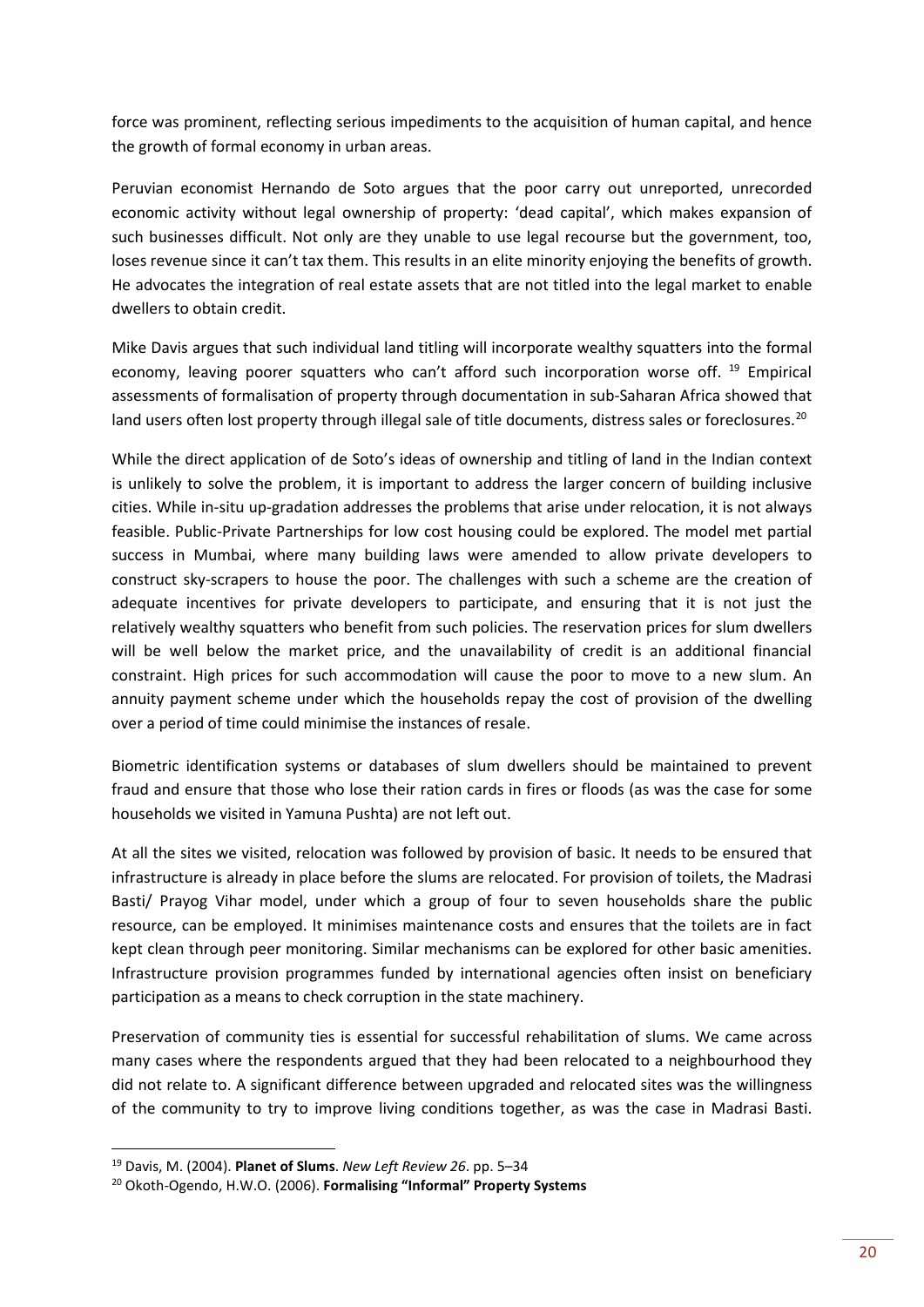force was prominent, reflecting serious impediments to the acquisition of human capital, and hence the growth of formal economy in urban areas.

Peruvian economist Hernando de Soto argues that the poor carry out unreported, unrecorded economic activity without legal ownership of property: 'dead capital', which makes expansion of such businesses difficult. Not only are they unable to use legal recourse but the government, too, loses revenue since it can't tax them. This results in an elite minority enjoying the benefits of growth. He advocates the integration of real estate assets that are not titled into the legal market to enable dwellers to obtain credit.

Mike Davis argues that such individual land titling will incorporate wealthy squatters into the formal economy, leaving poorer squatters who can't afford such incorporation worse off. [19] Empirical assessments of formalisation of property through documentation in sub-Saharan Africa showed that land users often lost property through illegal sale of title documents, distress sales or foreclosures.[20]

While the direct application of de Soto's ideas of ownership and titling of land in the Indian context is unlikely to solve the problem, it is important to address the larger concern of building inclusive cities. While in-situ up-gradation addresses the problems that arise under relocation, it is not always feasible. Public-Private Partnerships for low cost housing could be explored. The model met partial success in Mumbai, where many building laws were amended to allow private developers to construct sky-scrapers to house the poor. The challenges with such a scheme are the creation of adequate incentives for private developers to participate, and ensuring that it is not just the relatively wealthy squatters who benefit from such policies. The reservation prices for slum dwellers will be well below the market price, and the unavailability of credit is an additional financial constraint. High prices for such accommodation will cause the poor to move to a new slum. An annuity payment scheme under which the households repay the cost of provision of the dwelling over a period of time could minimise the instances of resale.

Biometric identification systems or databases of slum dwellers should be maintained to prevent fraud and ensure that those who lose their ration cards in fires or floods (as was the case for some households we visited in Yamuna Pushta) are not left out.

At all the sites we visited, relocation was followed by provision of basic. It needs to be ensured that infrastructure is already in place before the slums are relocated. For provision of toilets, the Madrasi Basti/ Prayog Vihar model, under which a group of four to seven households share the public resource, can be employed. It minimises maintenance costs and ensures that the toilets are in fact kept clean through peer monitoring. Similar mechanisms can be explored for other basic amenities. Infrastructure provision programmes funded by international agencies often insist on beneficiary participation as a means to check corruption in the state machinery.

Preservation of community ties is essential for successful rehabilitation of slums. We came across many cases where the respondents argued that they had been relocated to a neighbourhood they did not relate to. A significant difference between upgraded and relocated sites was the willingness of the community to try to improve living conditions together, as was the case in Madrasi Basti.

---

[19] Davis, M. (2004). **Planet of Slums**. *New Left Review 26*. pp. 5–34

[20] Okoth-Ogendo, H.W.O. (2006). **Formalising "Informal" Property Systems**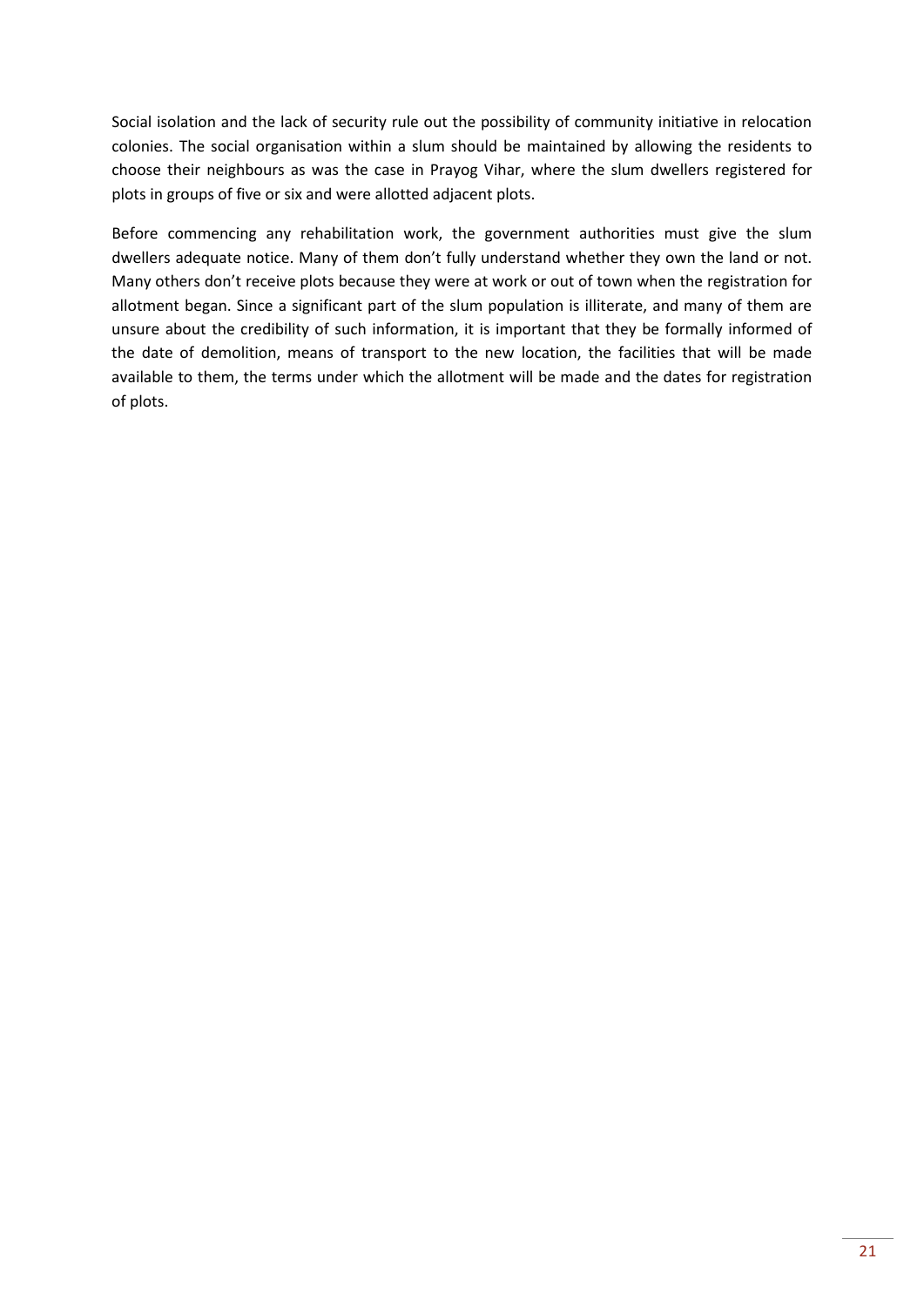Social isolation and the lack of security rule out the possibility of community initiative in relocation colonies. The social organisation within a slum should be maintained by allowing the residents to choose their neighbours as was the case in Prayog Vihar, where the slum dwellers registered for plots in groups of five or six and were allotted adjacent plots.

Before commencing any rehabilitation work, the government authorities must give the slum dwellers adequate notice. Many of them don't fully understand whether they own the land or not. Many others don't receive plots because they were at work or out of town when the registration for allotment began. Since a significant part of the slum population is illiterate, and many of them are unsure about the credibility of such information, it is important that they be formally informed of the date of demolition, means of transport to the new location, the facilities that will be made available to them, the terms under which the allotment will be made and the dates for registration of plots.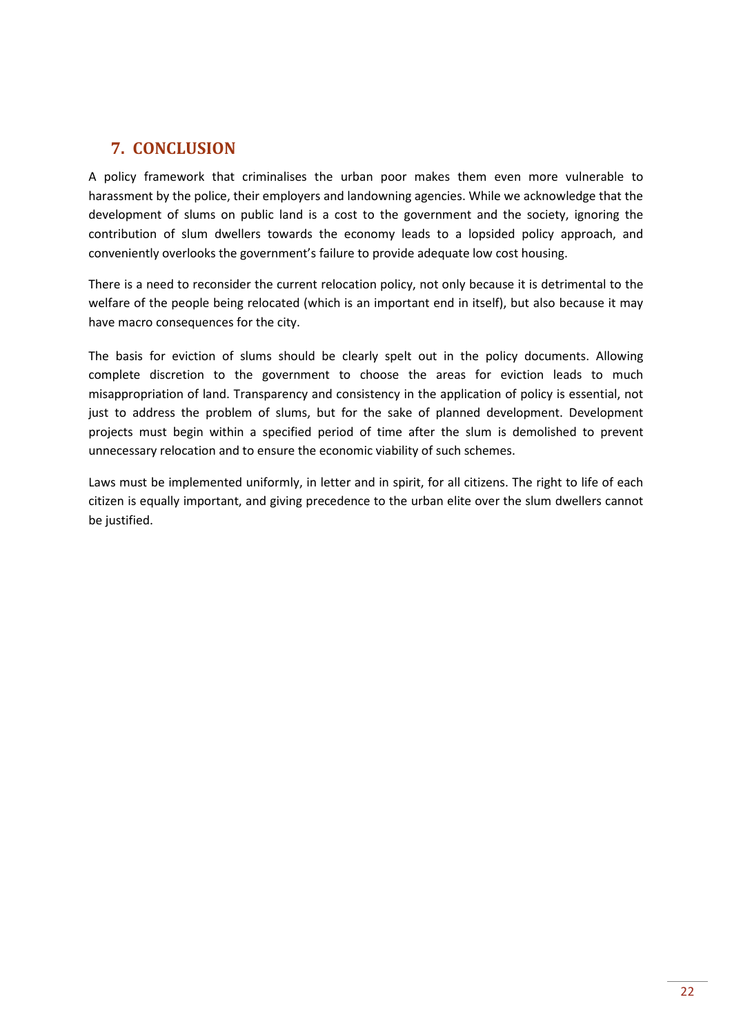## 7. CONCLUSION

A policy framework that criminalises the urban poor makes them even more vulnerable to harassment by the police, their employers and landowning agencies. While we acknowledge that the development of slums on public land is a cost to the government and the society, ignoring the contribution of slum dwellers towards the economy leads to a lopsided policy approach, and conveniently overlooks the government's failure to provide adequate low cost housing.

There is a need to reconsider the current relocation policy, not only because it is detrimental to the welfare of the people being relocated (which is an important end in itself), but also because it may have macro consequences for the city.

The basis for eviction of slums should be clearly spelt out in the policy documents. Allowing complete discretion to the government to choose the areas for eviction leads to much misappropriation of land. Transparency and consistency in the application of policy is essential, not just to address the problem of slums, but for the sake of planned development. Development projects must begin within a specified period of time after the slum is demolished to prevent unnecessary relocation and to ensure the economic viability of such schemes.

Laws must be implemented uniformly, in letter and in spirit, for all citizens. The right to life of each citizen is equally important, and giving precedence to the urban elite over the slum dwellers cannot be justified.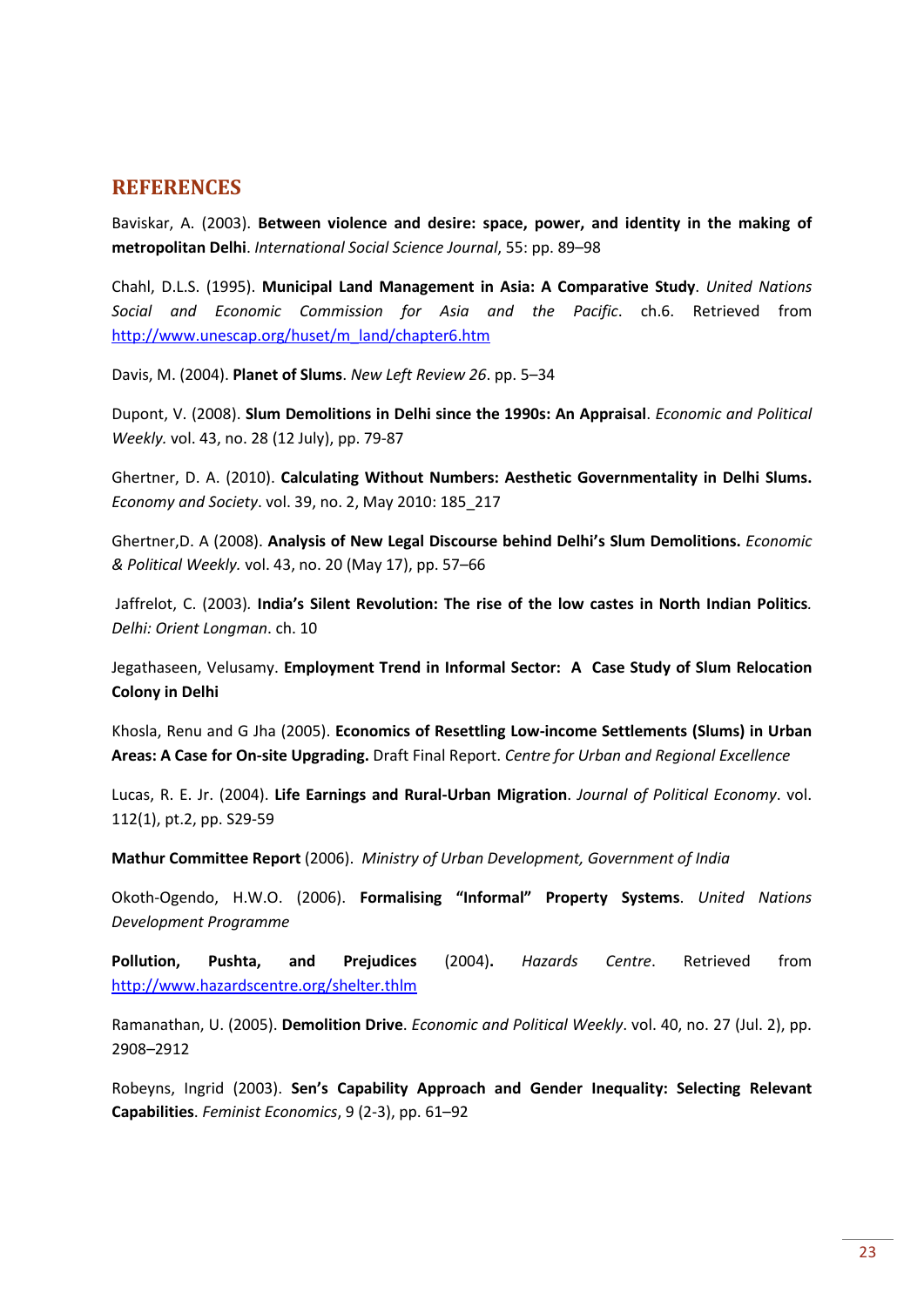# REFERENCES

Baviskar, A. (2003). **Between violence and desire: space, power, and identity in the making of metropolitan Delhi**. *International Social Science Journal*, 55: pp. 89–98

Chahl, D.L.S. (1995). **Municipal Land Management in Asia: A Comparative Study**. *United Nations Social and Economic Commission for Asia and the Pacific*. ch.6. Retrieved from http://www.unescap.org/huset/m_land/chapter6.htm

Davis, M. (2004). **Planet of Slums**. *New Left Review 26*. pp. 5–34

Dupont, V. (2008). **Slum Demolitions in Delhi since the 1990s: An Appraisal**. *Economic and Political Weekly.* vol. 43, no. 28 (12 July), pp. 79-87

Ghertner, D. A. (2010). **Calculating Without Numbers: Aesthetic Governmentality in Delhi Slums.** *Economy and Society*. vol. 39, no. 2, May 2010: 185_217

Ghertner,D. A (2008). **Analysis of New Legal Discourse behind Delhi's Slum Demolitions.** *Economic & Political Weekly.* vol. 43, no. 20 (May 17), pp. 57–66

Jaffrelot, C. (2003). **India's Silent Revolution: The rise of the low castes in North Indian Politics**. *Delhi: Orient Longman*. ch. 10

Jegathaseen, Velusamy. **Employment Trend in Informal Sector: A Case Study of Slum Relocation Colony in Delhi**

Khosla, Renu and G Jha (2005). **Economics of Resettling Low-income Settlements (Slums) in Urban Areas: A Case for On-site Upgrading.** Draft Final Report. *Centre for Urban and Regional Excellence*

Lucas, R. E. Jr. (2004). **Life Earnings and Rural-Urban Migration**. *Journal of Political Economy*. vol. 112(1), pt.2, pp. S29-59

**Mathur Committee Report** (2006). *Ministry of Urban Development, Government of India*

Okoth-Ogendo, H.W.O. (2006). **Formalising "Informal" Property Systems**. *United Nations Development Programme*

**Pollution, Pushta, and Prejudices** (2004). *Hazards Centre*. Retrieved from http://www.hazardscentre.org/shelter.thlm

Ramanathan, U. (2005). **Demolition Drive**. *Economic and Political Weekly*. vol. 40, no. 27 (Jul. 2), pp. 2908–2912

Robeyns, Ingrid (2003). **Sen's Capability Approach and Gender Inequality: Selecting Relevant Capabilities**. *Feminist Economics*, 9 (2-3), pp. 61–92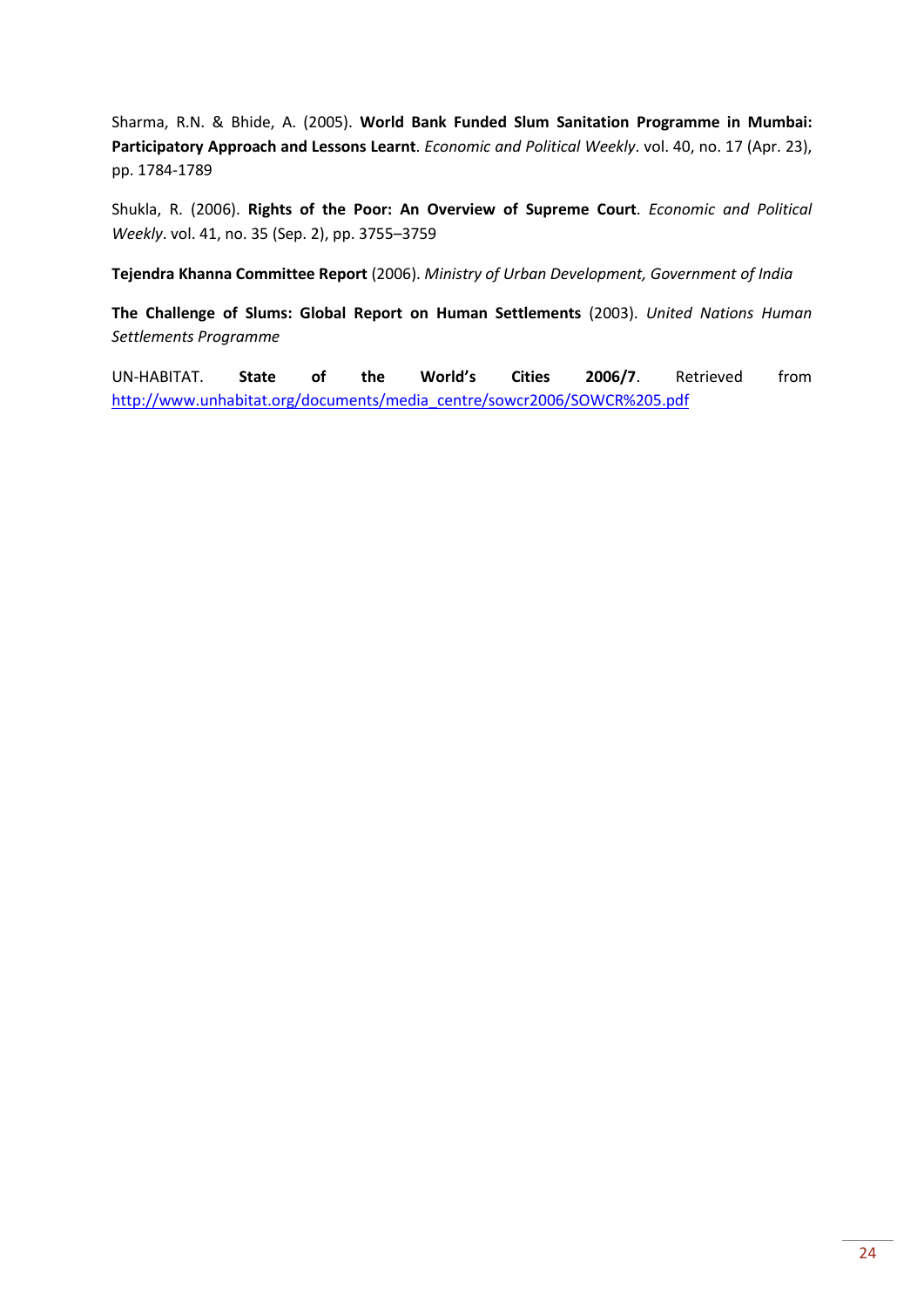Sharma, R.N. & Bhide, A. (2005). **World Bank Funded Slum Sanitation Programme in Mumbai: Participatory Approach and Lessons Learnt**. *Economic and Political Weekly*. vol. 40, no. 17 (Apr. 23), pp. 1784-1789

Shukla, R. (2006). **Rights of the Poor: An Overview of Supreme Court**. *Economic and Political Weekly*. vol. 41, no. 35 (Sep. 2), pp. 3755–3759

**Tejendra Khanna Committee Report** (2006). *Ministry of Urban Development, Government of India*

**The Challenge of Slums: Global Report on Human Settlements** (2003). *United Nations Human Settlements Programme*

UN-HABITAT. **State of the World's Cities 2006/7**. Retrieved from http://www.unhabitat.org/documents/media_centre/sowcr2006/SOWCR%205.pdf